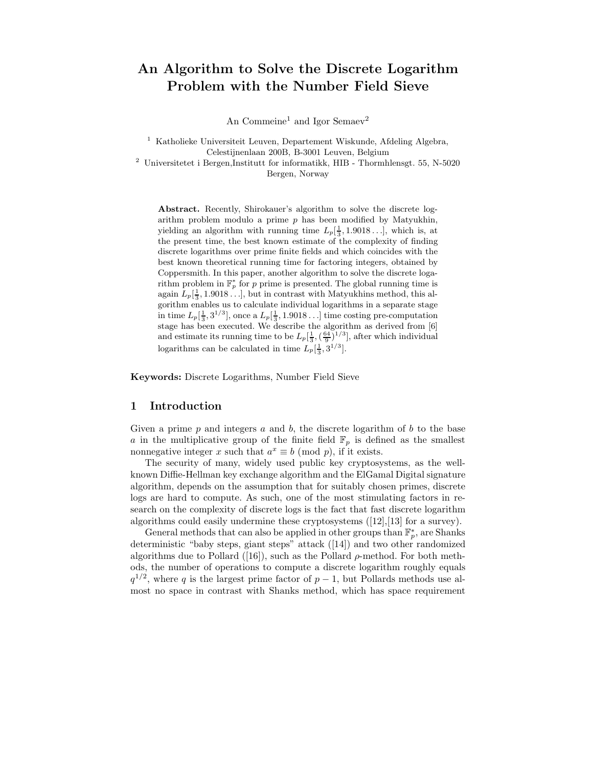# An Algorithm to Solve the Discrete Logarithm Problem with the Number Field Sieve

An Commeine[1] and Igor Semaev[2]

[1] Katholieke Universiteit Leuven, Departement Wiskunde, Afdeling Algebra, Celestijnenlaan 200B, B-3001 Leuven, Belgium

[2] Universitetet i Bergen,Institutt for informatikk, HIB - Thormhlensgt. 55, N-5020 Bergen, Norway

**Abstract.** Recently, Shirokauer's algorithm to solve the discrete logarithm problem modulo a prime $p$ has been modified by Matyukhin, yielding an algorithm with running time $L_p[\frac{1}{3}, 1.9018\ldots]$, which is, at the present time, the best known estimate of the complexity of finding discrete logarithms over prime finite fields and which coincides with the best known theoretical running time for factoring integers, obtained by Coppersmith. In this paper, another algorithm to solve the discrete logarithm problem in $\mathbb{F}_p^*$ for $p$ prime is presented. The global running time is again $L_p[\frac{1}{3}, 1.9018\ldots]$, but in contrast with Matyukhins method, this algorithm enables us to calculate individual logarithms in a separate stage in time $L_p[\frac{1}{3}, 3^{1/3}]$, once a $L_p[\frac{1}{3}, 1.9018\ldots]$ time costing pre-computation stage has been executed. We describe the algorithm as derived from [6] and estimate its running time to be $L_p[\frac{1}{3}, (\frac{64}{9})^{1/3}]$, after which individual logarithms can be calculated in time $L_p[\frac{1}{3}, 3^{1/3}]$.

**Keywords:** Discrete Logarithms, Number Field Sieve

## 1 Introduction

Given a prime $p$ and integers $a$ and $b$, the discrete logarithm of $b$ to the base $a$ in the multiplicative group of the finite field $\mathbb{F}_p$ is defined as the smallest nonnegative integer $x$ such that $a^x \equiv b \pmod p$, if it exists.

The security of many, widely used public key cryptosystems, as the well-known Diffie-Hellman key exchange algorithm and the ElGamal Digital signature algorithm, depends on the assumption that for suitably chosen primes, discrete logs are hard to compute. As such, one of the most stimulating factors in research on the complexity of discrete logs is the fact that fast discrete logarithm algorithms could easily undermine these cryptosystems ([12],[13] for a survey).

General methods that can also be applied in other groups than $\mathbb{F}_p^*$, are Shanks deterministic "baby steps, giant steps" attack ([14]) and two other randomized algorithms due to Pollard ([16]), such as the Pollard $\rho$-method. For both methods, the number of operations to compute a discrete logarithm roughly equals $q^{1/2}$, where $q$ is the largest prime factor of $p-1$, but Pollards methods use almost no space in contrast with Shanks method, which has space requirement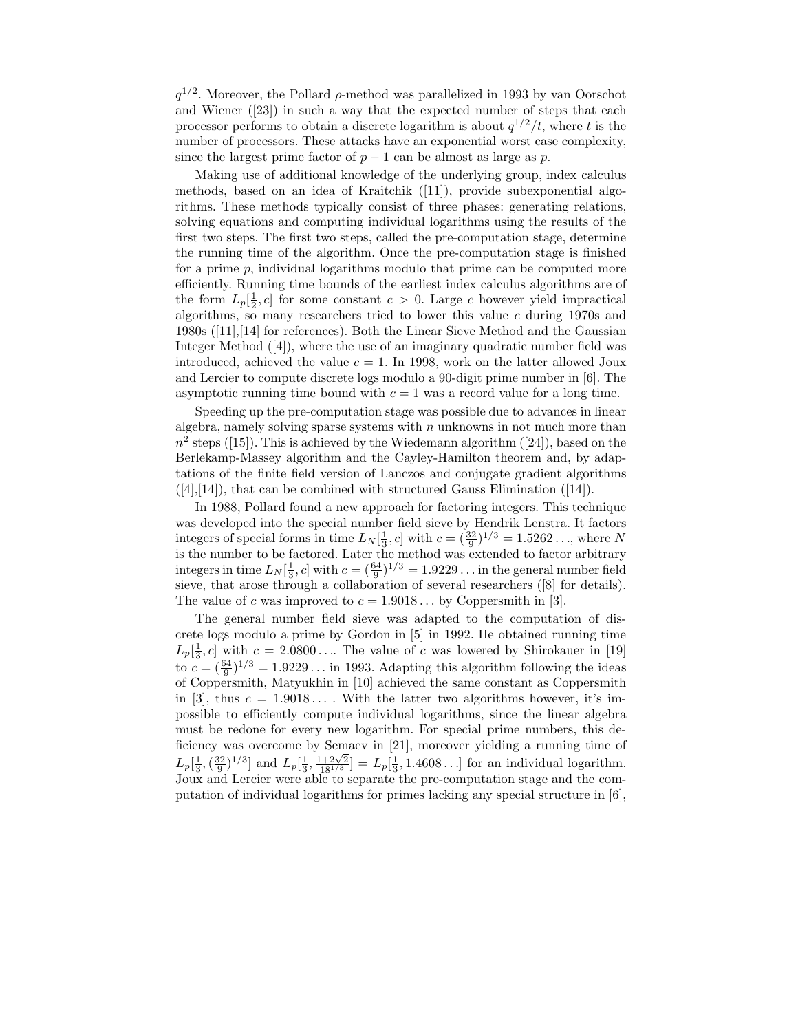$q^{1/2}$. Moreover, the Pollard $\rho$-method was parallelized in 1993 by van Oorschot and Wiener ([23]) in such a way that the expected number of steps that each processor performs to obtain a discrete logarithm is about $q^{1/2}/t$, where $t$ is the number of processors. These attacks have an exponential worst case complexity, since the largest prime factor of $p-1$ can be almost as large as $p$.

Making use of additional knowledge of the underlying group, index calculus methods, based on an idea of Kraitchik ([11]), provide subexponential algorithms. These methods typically consist of three phases: generating relations, solving equations and computing individual logarithms using the results of the first two steps. The first two steps, called the pre-computation stage, determine the running time of the algorithm. Once the pre-computation stage is finished for a prime $p$, individual logarithms modulo that prime can be computed more efficiently. Running time bounds of the earliest index calculus algorithms are of the form $L_p[\frac{1}{2}, c]$ for some constant $c > 0$. Large $c$ however yield impractical algorithms, so many researchers tried to lower this value $c$ during 1970s and 1980s ([11],[14] for references). Both the Linear Sieve Method and the Gaussian Integer Method ([4]), where the use of an imaginary quadratic number field was introduced, achieved the value $c = 1$. In 1998, work on the latter allowed Joux and Lercier to compute discrete logs modulo a 90-digit prime number in [6]. The asymptotic running time bound with $c = 1$ was a record value for a long time.

Speeding up the pre-computation stage was possible due to advances in linear algebra, namely solving sparse systems with $n$ unknowns in not much more than $n^2$ steps ([15]). This is achieved by the Wiedemann algorithm ([24]), based on the Berlekamp-Massey algorithm and the Cayley-Hamilton theorem and, by adaptations of the finite field version of Lanczos and conjugate gradient algorithms ([4],[14]), that can be combined with structured Gauss Elimination ([14]).

In 1988, Pollard found a new approach for factoring integers. This technique was developed into the special number field sieve by Hendrik Lenstra. It factors integers of special forms in time $L_N[\frac{1}{3}, c]$ with $c = (\frac{32}{9})^{1/3} = 1.5262\ldots$, where $N$ is the number to be factored. Later the method was extended to factor arbitrary integers in time $L_N[\frac{1}{3}, c]$ with $c = (\frac{64}{9})^{1/3} = 1.9229\ldots$ in the general number field sieve, that arose through a collaboration of several researchers ([8] for details). The value of $c$ was improved to $c = 1.9018\ldots$ by Coppersmith in [3].

The general number field sieve was adapted to the computation of discrete logs modulo a prime by Gordon in [5] in 1992. He obtained running time $L_p[\frac{1}{3}, c]$ with $c = 2.0800\ldots$. The value of $c$ was lowered by Shirokauer in [19] to $c = (\frac{64}{9})^{1/3} = 1.9229\ldots$ in 1993. Adapting this algorithm following the ideas of Coppersmith, Matyukhin in [10] achieved the same constant as Coppersmith in [3], thus $c = 1.9018\ldots$. With the latter two algorithms however, it's impossible to efficiently compute individual logarithms, since the linear algebra must be redone for every new logarithm. For special prime numbers, this deficiency was overcome by Semaev in [21], moreover yielding a running time of $L_p[\frac{1}{3}, (\frac{32}{9})^{1/3}]$ and $L_p[\frac{1}{3}, \frac{1+2\sqrt{2}}{18^{1/3}}] = L_p[\frac{1}{3}, 1.4608\ldots]$ for an individual logarithm. Joux and Lercier were able to separate the pre-computation stage and the computation of individual logarithms for primes lacking any special structure in [6],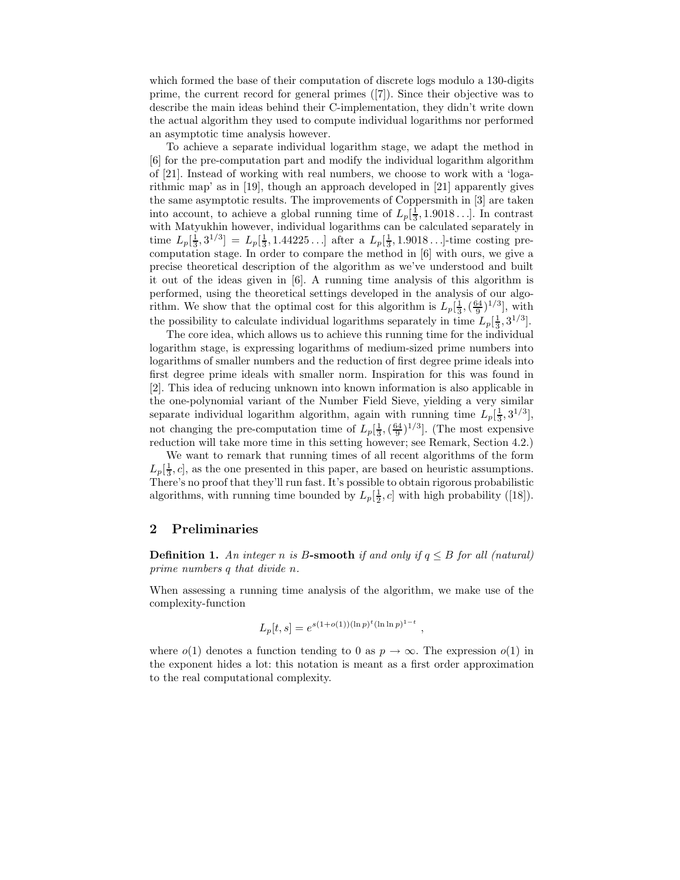which formed the base of their computation of discrete logs modulo a 130-digits prime, the current record for general primes ([7]). Since their objective was to describe the main ideas behind their C-implementation, they didn't write down the actual algorithm they used to compute individual logarithms nor performed an asymptotic time analysis however.

To achieve a separate individual logarithm stage, we adapt the method in [6] for the pre-computation part and modify the individual logarithm algorithm of [21]. Instead of working with real numbers, we choose to work with a 'logarithmic map' as in [19], though an approach developed in [21] apparently gives the same asymptotic results. The improvements of Coppersmith in [3] are taken into account, to achieve a global running time of $L_p[\frac{1}{3}, 1.9018\ldots]$. In contrast with Matyukhin however, individual logarithms can be calculated separately in time $L_p[\frac{1}{3}, 3^{1/3}] = L_p[\frac{1}{3}, 1.44225\ldots]$ after a $L_p[\frac{1}{3}, 1.9018\ldots]$-time costing pre-computation stage. In order to compare the method in [6] with ours, we give a precise theoretical description of the algorithm as we've understood and built it out of the ideas given in [6]. A running time analysis of this algorithm is performed, using the theoretical settings developed in the analysis of our algorithm. We show that the optimal cost for this algorithm is $L_p[\frac{1}{3}, (\frac{64}{9})^{1/3}]$, with the possibility to calculate individual logarithms separately in time $L_p[\frac{1}{3}, 3^{1/3}]$.

The core idea, which allows us to achieve this running time for the individual logarithm stage, is expressing logarithms of medium-sized prime numbers into logarithms of smaller numbers and the reduction of first degree prime ideals into first degree prime ideals with smaller norm. Inspiration for this was found in [2]. This idea of reducing unknown into known information is also applicable in the one-polynomial variant of the Number Field Sieve, yielding a very similar separate individual logarithm algorithm, again with running time $L_p[\frac{1}{3}, 3^{1/3}]$, not changing the pre-computation time of $L_p[\frac{1}{3}, (\frac{64}{9})^{1/3}]$. (The most expensive reduction will take more time in this setting however; see Remark, Section 4.2.)

We want to remark that running times of all recent algorithms of the form $L_p[\frac{1}{3}, c]$, as the one presented in this paper, are based on heuristic assumptions. There's no proof that they'll run fast. It's possible to obtain rigorous probabilistic algorithms, with running time bounded by $L_p[\frac{1}{2}, c]$ with high probability ([18]).

## 2 Preliminaries

**Definition 1.** *An integer $n$ is $B$-**smooth** if and only if $q \leq B$ for all (natural) prime numbers $q$ that divide $n$.*

When assessing a running time analysis of the algorithm, we make use of the complexity-function

$$L_p[t, s] = e^{s(1+o(1))(\ln p)^t(\ln \ln p)^{1-t}} \ ,$$

where $o(1)$ denotes a function tending to 0 as $p \to \infty$. The expression $o(1)$ in the exponent hides a lot: this notation is meant as a first order approximation to the real computational complexity.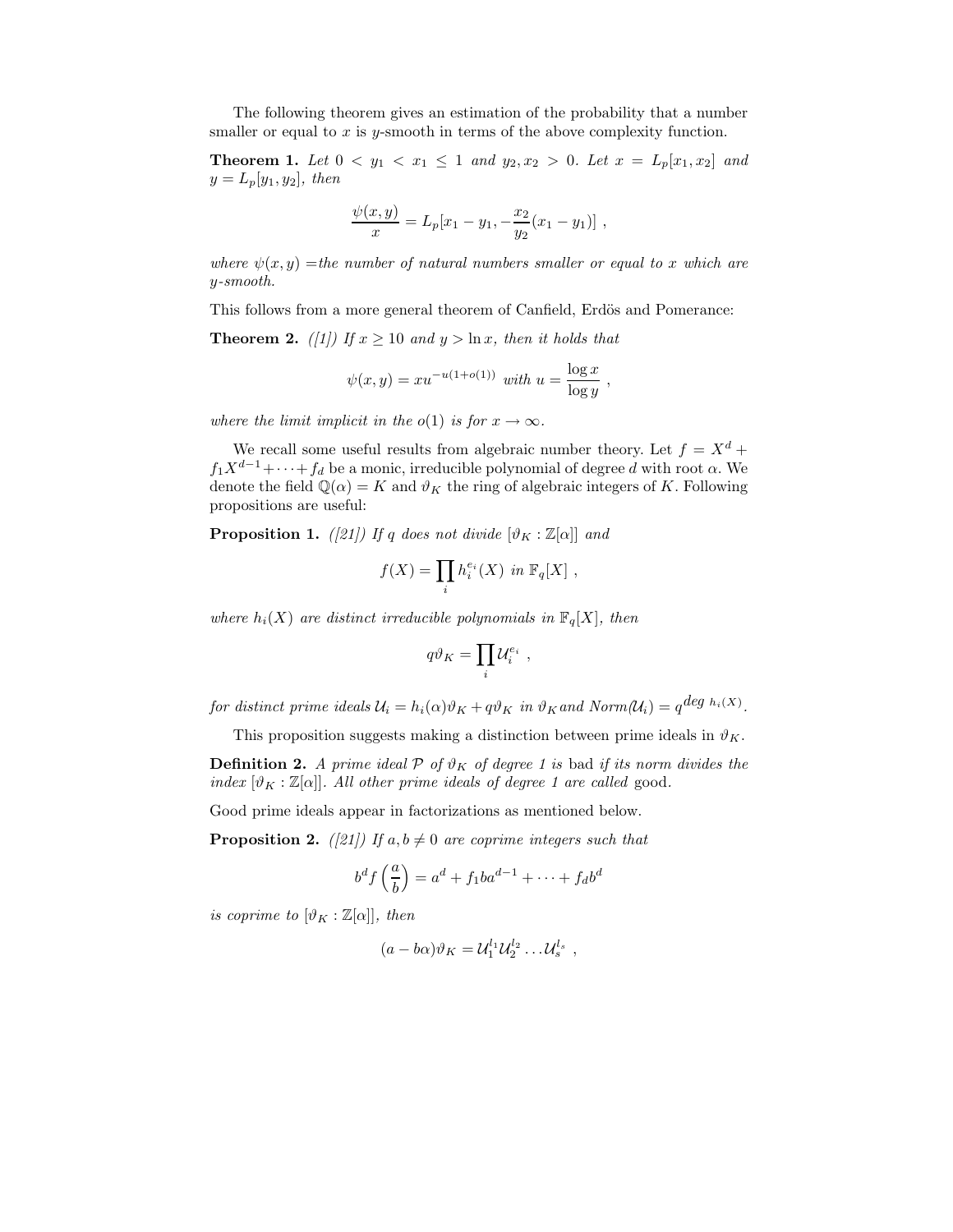The following theorem gives an estimation of the probability that a number smaller or equal to $x$ is $y$-smooth in terms of the above complexity function.

**Theorem 1.** *Let $0 < y_1 < x_1 \leq 1$ and $y_2, x_2 > 0$. Let $x = L_p[x_1, x_2]$ and $y = L_p[y_1, y_2]$, then*

$$\frac{\psi(x,y)}{x} = L_p[x_1 - y_1, -\frac{x_2}{y_2}(x_1 - y_1)] \ ,$$

*where $\psi(x, y)$ =the number of natural numbers smaller or equal to $x$ which are $y$-smooth.*

This follows from a more general theorem of Canfield, Erdös and Pomerance:

**Theorem 2.** *([1]) If $x \geq 10$ and $y > \ln x$, then it holds that*

$$\psi(x,y) = xu^{-u(1+o(1))} \text{ with } u = \frac{\log x}{\log y} \ ,$$

*where the limit implicit in the $o(1)$ is for $x \to \infty$.*

We recall some useful results from algebraic number theory. Let $f = X^d + f_1 X^{d-1} + \cdots + f_d$ be a monic, irreducible polynomial of degree $d$ with root $\alpha$. We denote the field $\mathbb{Q}(\alpha) = K$ and $\vartheta_K$ the ring of algebraic integers of $K$. Following propositions are useful:

**Proposition 1.** *([21]) If $q$ does not divide $[\vartheta_K : \mathbb{Z}[\alpha]]$ and*

$$f(X) = \prod_i h_i^{e_i}(X) \text{ in } \mathbb{F}_q[X] \ ,$$

*where $h_i(X)$ are distinct irreducible polynomials in $\mathbb{F}_q[X]$, then*

$$q\vartheta_K = \prod_i \mathcal{U}_i^{e_i} \ ,$$

*for distinct prime ideals $\mathcal{U}_i = h_i(\alpha)\vartheta_K + q\vartheta_K$ in $\vartheta_K$ and Norm($\mathcal{U}_i$) $= q^{deg\ h_i(X)}$.*

This proposition suggests making a distinction between prime ideals in $\vartheta_K$.

**Definition 2.** *A prime ideal $\mathcal{P}$ of $\vartheta_K$ of degree 1 is* bad *if its norm divides the index $[\vartheta_K : \mathbb{Z}[\alpha]]$. All other prime ideals of degree 1 are called* good.

Good prime ideals appear in factorizations as mentioned below.

**Proposition 2.** *([21]) If $a, b \neq 0$ are coprime integers such that*

$$b^d f\left(\frac{a}{b}\right) = a^d + f_1 b a^{d-1} + \cdots + f_d b^d$$

*is coprime to $[\vartheta_K : \mathbb{Z}[\alpha]]$, then*

$$(a - b\alpha)\vartheta_K = \mathcal{U}_1^{l_1} \mathcal{U}_2^{l_2} \ldots \mathcal{U}_s^{l_s} \ ,$$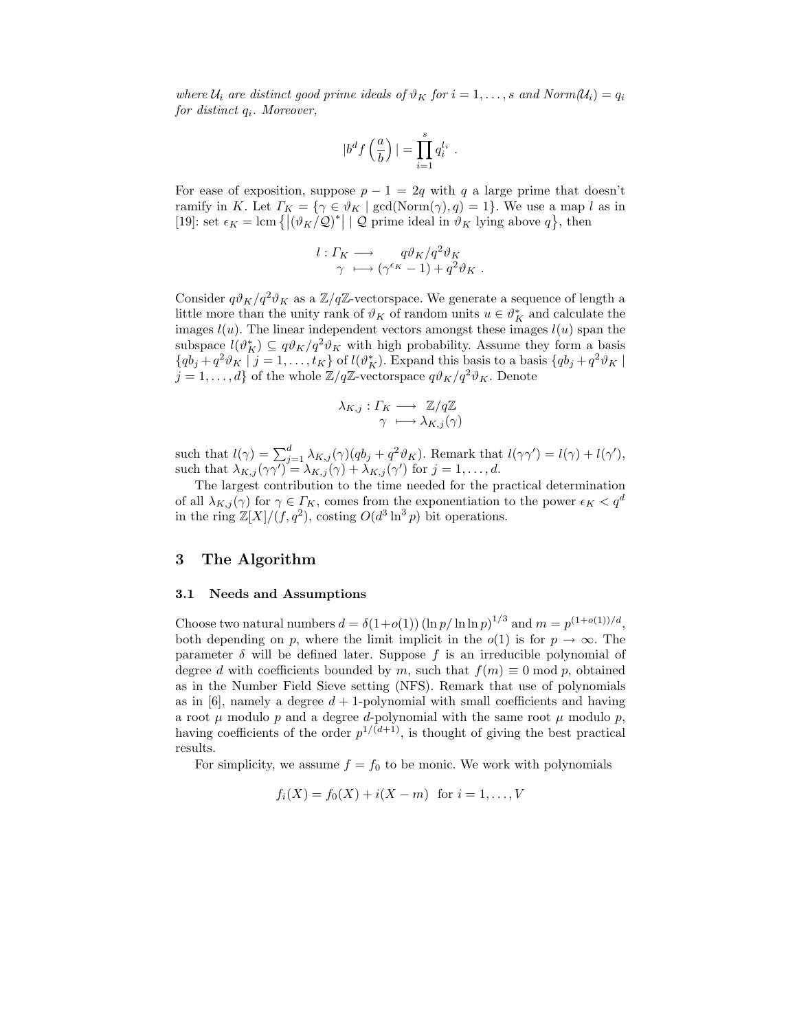*where $\mathcal{U}_i$ are distinct good prime ideals of $\vartheta_K$ for $i = 1, \ldots, s$ and $Norm(\mathcal{U}_i) = q_i$ for distinct $q_i$. Moreover,*

$$|b^d f\left(\frac{a}{b}\right)| = \prod_{i=1}^{s} q_i^{l_i} \ .$$

For ease of exposition, suppose $p - 1 = 2q$ with $q$ a large prime that doesn't ramify in $K$. Let $\Gamma_K = \{\gamma \in \vartheta_K \mid \gcd(\mathrm{Norm}(\gamma), q) = 1\}$. We use a map $l$ as in [19]: set $\epsilon_K = \mathrm{lcm}\left\{\left|(\vartheta_K/\mathcal{Q})^*\right| \mid \mathcal{Q} \text{ prime ideal in } \vartheta_K \text{ lying above } q\right\}$, then

$$\begin{aligned} l : \Gamma_K &\longrightarrow q\vartheta_K/q^2\vartheta_K \\ \gamma &\longmapsto (\gamma^{\epsilon_K} - 1) + q^2\vartheta_K \ . \end{aligned}$$

Consider $q\vartheta_K/q^2\vartheta_K$ as a $\mathbb{Z}/q\mathbb{Z}$-vectorspace. We generate a sequence of length a little more than the unity rank of $\vartheta_K$ of random units $u \in \vartheta_K^*$ and calculate the images $l(u)$. The linear independent vectors amongst these images $l(u)$ span the subspace $l(\vartheta_K^*) \subseteq q\vartheta_K/q^2\vartheta_K$ with high probability. Assume they form a basis $\{qb_j + q^2\vartheta_K \mid j = 1, \ldots, t_K\}$ of $l(\vartheta_K^*)$. Expand this basis to a basis $\{qb_j + q^2\vartheta_K \mid j = 1, \ldots, d\}$ of the whole $\mathbb{Z}/q\mathbb{Z}$-vectorspace $q\vartheta_K/q^2\vartheta_K$. Denote

$$\begin{aligned} \lambda_{K,j} : \Gamma_K &\longrightarrow \mathbb{Z}/q\mathbb{Z} \\ \gamma &\longmapsto \lambda_{K,j}(\gamma) \end{aligned}$$

such that $l(\gamma) = \sum_{j=1}^{d} \lambda_{K,j}(\gamma)(qb_j + q^2\vartheta_K)$. Remark that $l(\gamma\gamma') = l(\gamma) + l(\gamma')$, such that $\lambda_{K,j}(\gamma\gamma') = \lambda_{K,j}(\gamma) + \lambda_{K,j}(\gamma')$ for $j = 1, \ldots, d$.

The largest contribution to the time needed for the practical determination of all $\lambda_{K,j}(\gamma)$ for $\gamma \in \Gamma_K$, comes from the exponentiation to the power $\epsilon_K < q^d$ in the ring $\mathbb{Z}[X]/(f, q^2)$, costing $O(d^3 \ln^3 p)$ bit operations.

## 3 The Algorithm

### 3.1 Needs and Assumptions

Choose two natural numbers $d = \delta(1+o(1))\left(\ln p/\ln\ln p\right)^{1/3}$ and $m = p^{(1+o(1))/d}$, both depending on $p$, where the limit implicit in the $o(1)$ is for $p \to \infty$. The parameter $\delta$ will be defined later. Suppose $f$ is an irreducible polynomial of degree $d$ with coefficients bounded by $m$, such that $f(m) \equiv 0 \bmod p$, obtained as in the Number Field Sieve setting (NFS). Remark that use of polynomials as in [6], namely a degree $d+1$-polynomial with small coefficients and having a root $\mu$ modulo $p$ and a degree $d$-polynomial with the same root $\mu$ modulo $p$, having coefficients of the order $p^{1/(d+1)}$, is thought of giving the best practical results.

For simplicity, we assume $f = f_0$ to be monic. We work with polynomials

$$f_i(X) = f_0(X) + i(X - m) \ \text{ for } i = 1, \ldots, V$$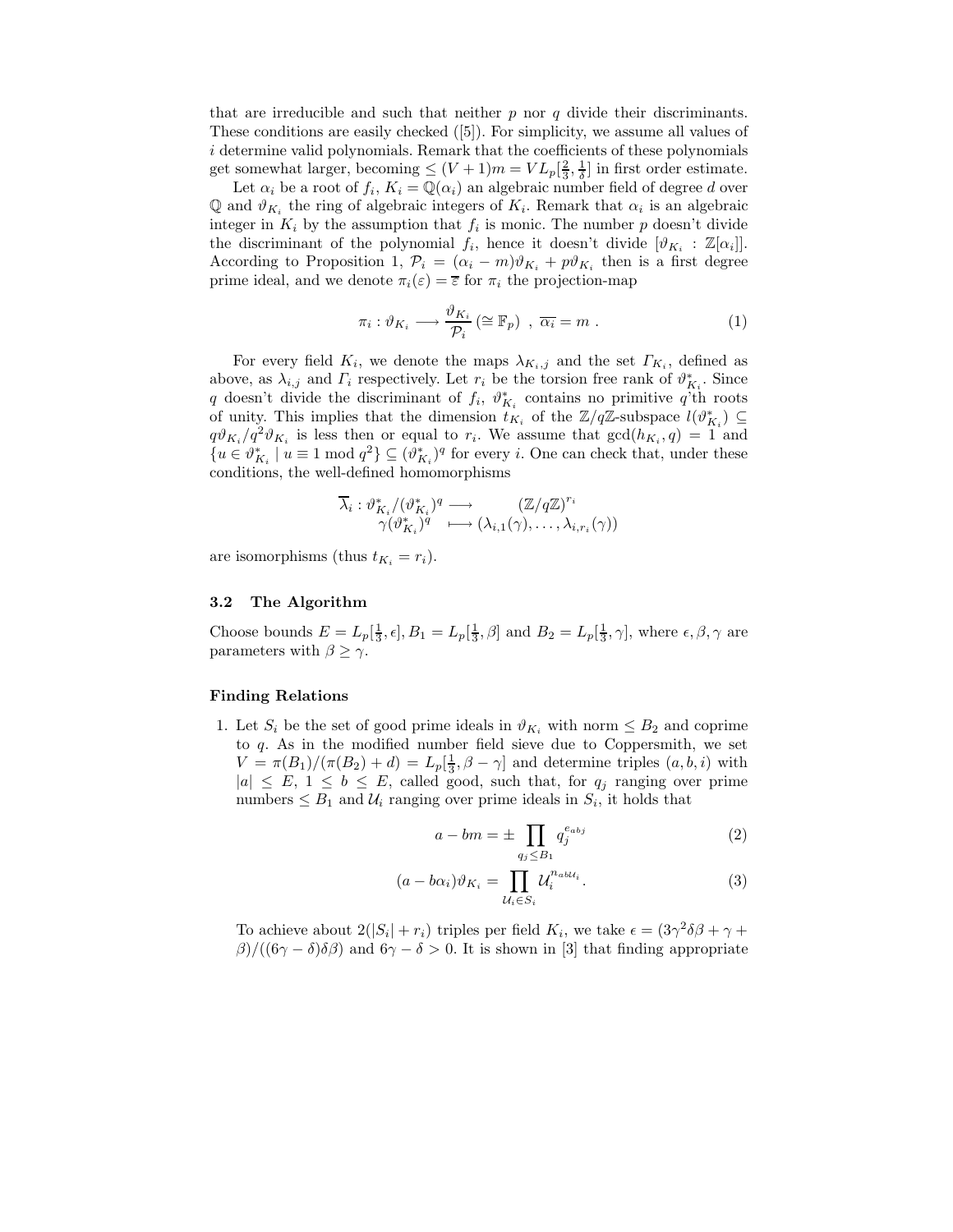that are irreducible and such that neither $p$ nor $q$ divide their discriminants. These conditions are easily checked ([5]). For simplicity, we assume all values of $i$ determine valid polynomials. Remark that the coefficients of these polynomials get somewhat larger, becoming $\le (V+1)m = VL_p[\frac{2}{3}, \frac{1}{\delta}]$ in first order estimate.

Let $\alpha_i$ be a root of $f_i$, $K_i = \mathbb{Q}(\alpha_i)$ an algebraic number field of degree $d$ over $\mathbb{Q}$ and $\vartheta_{K_i}$ the ring of algebraic integers of $K_i$. Remark that $\alpha_i$ is an algebraic integer in $K_i$ by the assumption that $f_i$ is monic. The number $p$ doesn't divide the discriminant of the polynomial $f_i$, hence it doesn't divide $[\vartheta_{K_i} : \mathbb{Z}[\alpha_i]]$. According to Proposition 1, $\mathcal{P}_i = (\alpha_i - m)\vartheta_{K_i} + p\vartheta_{K_i}$ then is a first degree prime ideal, and we denote $\pi_i(\varepsilon) = \overline{\varepsilon}$ for $\pi_i$ the projection-map

$$\pi_i : \vartheta_{K_i} \longrightarrow \frac{\vartheta_{K_i}}{\mathcal{P}_i} (\cong \mathbb{F}_p) \ , \ \overline{\alpha_i} = m \ . \tag{1}$$

For every field $K_i$, we denote the maps $\lambda_{K_i,j}$ and the set $\Gamma_{K_i}$, defined as above, as $\lambda_{i,j}$ and $\Gamma_i$ respectively. Let $r_i$ be the torsion free rank of $\vartheta^*_{K_i}$. Since $q$ doesn't divide the discriminant of $f_i$, $\vartheta^*_{K_i}$ contains no primitive $q$'th roots of unity. This implies that the dimension $t_{K_i}$ of the $\mathbb{Z}/q\mathbb{Z}$-subspace $l(\vartheta^*_{K_i}) \subseteq q\vartheta_{K_i}/q^2\vartheta_{K_i}$ is less then or equal to $r_i$. We assume that $\gcd(h_{K_i}, q) = 1$ and $\{u \in \vartheta^*_{K_i} \mid u \equiv 1 \bmod q^2\} \subseteq (\vartheta^*_{K_i})^q$ for every $i$. One can check that, under these conditions, the well-defined homomorphisms

$$\begin{array}{rcl} \overline{\lambda}_i : \vartheta^*_{K_i}/(\vartheta^*_{K_i})^q & \longrightarrow & (\mathbb{Z}/q\mathbb{Z})^{r_i} \\ \gamma(\vartheta^*_{K_i})^q & \longmapsto & (\lambda_{i,1}(\gamma), \ldots, \lambda_{i,r_i}(\gamma)) \end{array}$$

are isomorphisms (thus $t_{K_i} = r_i$).

### 3.2 The Algorithm

Choose bounds $E = L_p[\frac{1}{3}, \epsilon]$, $B_1 = L_p[\frac{1}{3}, \beta]$ and $B_2 = L_p[\frac{1}{3}, \gamma]$, where $\epsilon, \beta, \gamma$ are parameters with $\beta \ge \gamma$.

#### Finding Relations

1. Let $S_i$ be the set of good prime ideals in $\vartheta_{K_i}$ with norm $\le B_2$ and coprime to $q$. As in the modified number field sieve due to Coppersmith, we set $V = \pi(B_1)/(\pi(B_2) + d) = L_p[\frac{1}{3}, \beta - \gamma]$ and determine triples $(a, b, i)$ with $|a| \le E$, $1 \le b \le E$, called good, such that, for $q_j$ ranging over prime numbers $\le B_1$ and $\mathcal{U}_i$ ranging over prime ideals in $S_i$, it holds that

$$a - bm = \pm \prod_{q_j \le B_1} q_j^{e_{abj}} \tag{2}$$

$$(a - b\alpha_i)\vartheta_{K_i} = \prod_{\mathcal{U}_i \in S_i} \mathcal{U}_i^{n_{ab\mathcal{U}_i}}. \tag{3}$$

To achieve about $2(|S_i| + r_i)$ triples per field $K_i$, we take $\epsilon = (3\gamma^2\delta\beta + \gamma + \beta)/((6\gamma - \delta)\delta\beta)$ and $6\gamma - \delta > 0$. It is shown in [3] that finding appropriate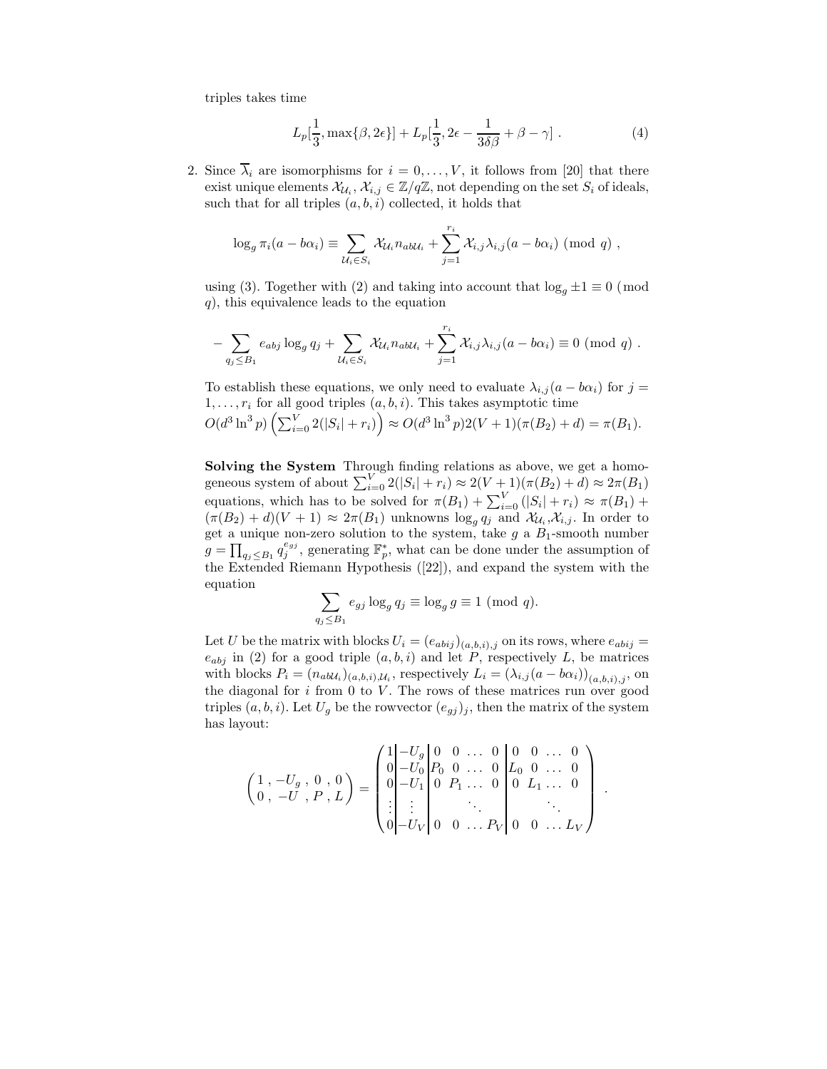triples takes time

$$L_p[\frac{1}{3}, \max\{\beta, 2\epsilon\}] + L_p[\frac{1}{3}, 2\epsilon - \frac{1}{3\delta\beta} + \beta - \gamma] \ . \tag{4}$$

2. Since $\overline{\lambda}_i$ are isomorphisms for $i = 0, \ldots, V$, it follows from [20] that there exist unique elements $\mathcal{X}_{\mathcal{U}_i}, \mathcal{X}_{i,j} \in \mathbb{Z}/q\mathbb{Z}$, not depending on the set $S_i$ of ideals, such that for all triples $(a, b, i)$ collected, it holds that

$$\log_g \pi_i(a - b\alpha_i) \equiv \sum_{\mathcal{U}_i \in S_i} \mathcal{X}_{\mathcal{U}_i} n_{ab\mathcal{U}_i} + \sum_{j=1}^{r_i} \mathcal{X}_{i,j} \lambda_{i,j}(a - b\alpha_i) \pmod{q} \ ,$$

using (3). Together with (2) and taking into account that $\log_g \pm 1 \equiv 0 \pmod{q}$, this equivalence leads to the equation

$$-\sum_{q_j \le B_1} e_{abj} \log_g q_j + \sum_{\mathcal{U}_i \in S_i} \mathcal{X}_{\mathcal{U}_i} n_{ab\mathcal{U}_i} + \sum_{j=1}^{r_i} \mathcal{X}_{i,j} \lambda_{i,j}(a - b\alpha_i) \equiv 0 \pmod{q} \ .$$

To establish these equations, we only need to evaluate $\lambda_{i,j}(a - b\alpha_i)$ for $j = 1, \ldots, r_i$ for all good triples $(a, b, i)$. This takes asymptotic time $O(d^3 \ln^3 p) \left(\sum_{i=0}^{V} 2(|S_i| + r_i)\right) \approx O(d^3 \ln^3 p) 2(V + 1)(\pi(B_2) + d) = \pi(B_1)$.

**Solving the System** Through finding relations as above, we get a homogeneous system of about $\sum_{i=0}^{V} 2(|S_i| + r_i) \approx 2(V + 1)(\pi(B_2) + d) \approx 2\pi(B_1)$ equations, which has to be solved for $\pi(B_1) + \sum_{i=0}^{V} (|S_i| + r_i) \approx \pi(B_1) + (\pi(B_2) + d)(V + 1) \approx 2\pi(B_1)$ unknowns $\log_g q_j$ and $\mathcal{X}_{\mathcal{U}_i}, \mathcal{X}_{i,j}$. In order to get a unique non-zero solution to the system, take $g$ a $B_1$-smooth number $g = \prod_{q_j \le B_1} q_j^{e_{gj}}$, generating $\mathbb{F}_p^*$, what can be done under the assumption of the Extended Riemann Hypothesis ([22]), and expand the system with the equation

$$\sum_{q_j \le B_1} e_{gj} \log_g q_j \equiv \log_g g \equiv 1 \pmod{q}.$$

Let $U$ be the matrix with blocks $U_i = (e_{abij})_{(a,b,i),j}$ on its rows, where $e_{abij} = e_{abj}$ in (2) for a good triple $(a, b, i)$ and let $P$, respectively $L$, be matrices with blocks $P_i = (n_{ab\mathcal{U}_i})_{(a,b,i),\mathcal{U}_i}$, respectively $L_i = (\lambda_{i,j}(a - b\alpha_i))_{(a,b,i),j}$, on the diagonal for $i$ from 0 to $V$. The rows of these matrices run over good triples $(a, b, i)$. Let $U_g$ be the rowvector $(e_{gj})_j$, then the matrix of the system has layout:

$$\begin{pmatrix} 1 \ , -U_g \ , \ 0 \ , \ 0 \\ 0 \ , \ -U \ \ , P \ , \ L \end{pmatrix} = \left( \begin{array}{c|c|cccc|cccc} 1 & -U_g & 0 & 0 & \ldots & 0 & 0 & 0 & \ldots & 0 \\ 0 & -U_0 & P_0 & 0 & \ldots & 0 & L_0 & 0 & \ldots & 0 \\ 0 & -U_1 & 0 & P_1 & \ldots & 0 & 0 & L_1 & \ldots & 0 \\ \vdots & \vdots & & & \ddots & & & & \ddots & \\ 0 & -U_V & 0 & 0 & \ldots & P_V & 0 & 0 & \ldots & L_V \end{array} \right) \ .$$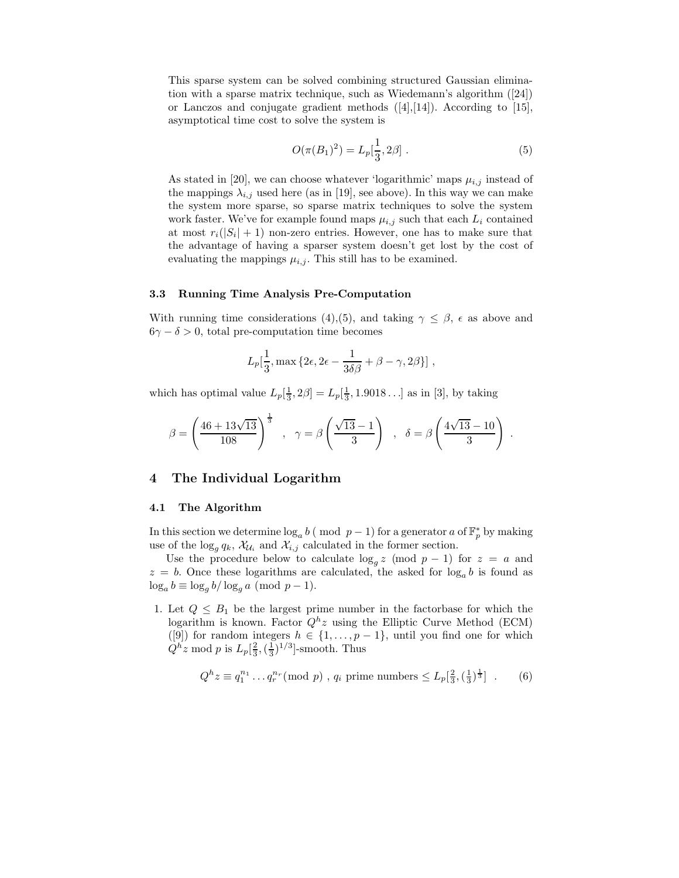This sparse system can be solved combining structured Gaussian elimination with a sparse matrix technique, such as Wiedemann's algorithm ([24]) or Lanczos and conjugate gradient methods ([4],[14]). According to [15], asymptotical time cost to solve the system is

$$O(\pi(B_1)^2) = L_p[\frac{1}{3}, 2\beta] \ . \tag{5}$$

As stated in [20], we can choose whatever 'logarithmic' maps $\mu_{i,j}$ instead of the mappings $\lambda_{i,j}$ used here (as in [19], see above). In this way we can make the system more sparse, so sparse matrix techniques to solve the system work faster. We've for example found maps $\mu_{i,j}$ such that each $L_i$ contained at most $r_i(|S_i|+1)$ non-zero entries. However, one has to make sure that the advantage of having a sparser system doesn't get lost by the cost of evaluating the mappings $\mu_{i,j}$. This still has to be examined.

### 3.3 Running Time Analysis Pre-Computation

With running time considerations (4),(5), and taking $\gamma \leq \beta$, $\epsilon$ as above and $6\gamma - \delta > 0$, total pre-computation time becomes

$$L_p[\frac{1}{3}, \max\{2\epsilon, 2\epsilon - \frac{1}{3\delta\beta} + \beta - \gamma, 2\beta\}] \ ,$$

which has optimal value $L_p[\frac{1}{3}, 2\beta] = L_p[\frac{1}{3}, 1.9018\ldots]$ as in [3], by taking

$$\beta = \left(\frac{46 + 13\sqrt{13}}{108}\right)^{\frac{1}{3}} \quad , \quad \gamma = \beta\left(\frac{\sqrt{13}-1}{3}\right) \quad , \quad \delta = \beta\left(\frac{4\sqrt{13}-10}{3}\right) \ .$$

## 4 The Individual Logarithm

### 4.1 The Algorithm

In this section we determine $\log_a b \pmod{p-1}$ for a generator $a$ of $\mathbb{F}_p^*$ by making use of the $\log_g q_k$, $\mathcal{X}_{\mathcal{U}_i}$ and $\mathcal{X}_{i,j}$ calculated in the former section.

Use the procedure below to calculate $\log_g z \pmod{p-1}$ for $z = a$ and $z = b$. Once these logarithms are calculated, the asked for $\log_a b$ is found as $\log_a b \equiv \log_g b / \log_g a \pmod{p-1}$.

1. Let $Q \leq B_1$ be the largest prime number in the factorbase for which the logarithm is known. Factor $Q^h z$ using the Elliptic Curve Method (ECM) ([9]) for random integers $h \in \{1, \ldots, p-1\}$, until you find one for which $Q^h z \bmod p$ is $L_p[\frac{2}{3}, (\frac{1}{3})^{1/3}]$-smooth. Thus

$$Q^h z \equiv q_1^{n_1} \ldots q_r^{n_r} \pmod{p} \ , \ q_i \text{ prime numbers} \leq L_p[\tfrac{2}{3}, (\tfrac{1}{3})^{\frac{1}{3}}] \ . \tag{6}$$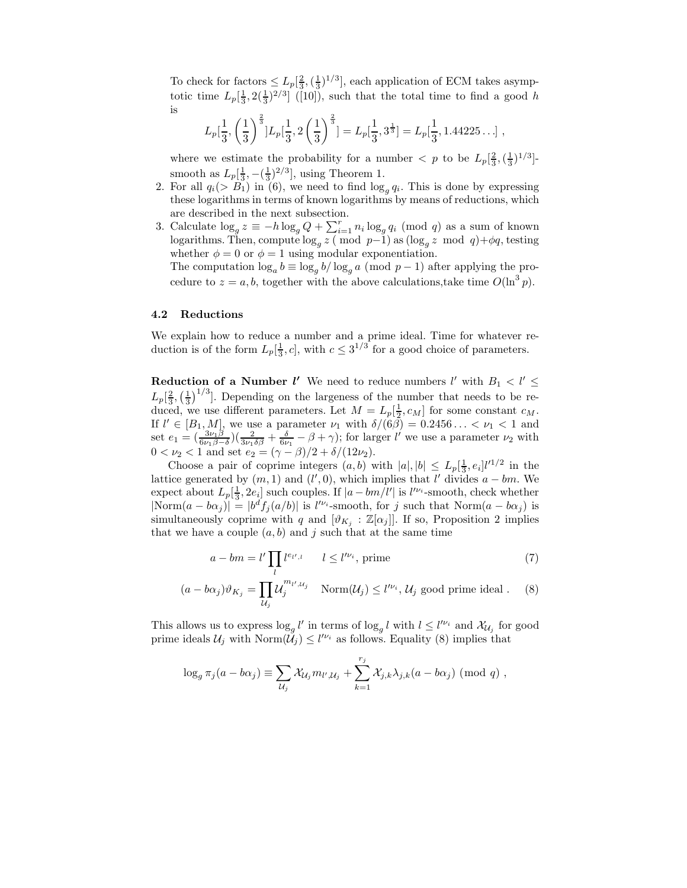To check for factors $\leq L_p[\frac{2}{3}, (\frac{1}{3})^{1/3}]$, each application of ECM takes asymptotic time $L_p[\frac{1}{3}, 2(\frac{1}{3})^{2/3}]$ ([10]), such that the total time to find a good $h$ is

$$L_p[\frac{1}{3}, \left(\frac{1}{3}\right)^{\frac{2}{3}}] L_p[\frac{1}{3}, 2\left(\frac{1}{3}\right)^{\frac{2}{3}}] = L_p[\frac{1}{3}, 3^{\frac{1}{3}}] = L_p[\frac{1}{3}, 1.44225\ldots] ,$$

where we estimate the probability for a number $< p$ to be $L_p[\frac{2}{3}, (\frac{1}{3})^{1/3}]$-smooth as $L_p[\frac{1}{3}, -(\frac{1}{3})^{2/3}]$, using Theorem 1.

2. For all $q_i (> B_1)$ in (6), we need to find $\log_g q_i$. This is done by expressing these logarithms in terms of known logarithms by means of reductions, which are described in the next subsection.
3. Calculate $\log_g z \equiv -h \log_g Q + \sum_{i=1}^{r} n_i \log_g q_i \pmod q$ as a sum of known logarithms. Then, compute $\log_g z \pmod{p-1}$ as $(\log_g z \mod q) + \phi q$, testing whether $\phi = 0$ or $\phi = 1$ using modular exponentiation.
   The computation $\log_a b \equiv \log_g b / \log_g a \pmod{p-1}$ after applying the procedure to $z = a, b$, together with the above calculations,take time $O(\ln^3 p)$.

### 4.2 Reductions

We explain how to reduce a number and a prime ideal. Time for whatever reduction is of the form $L_p[\frac{1}{3}, c]$, with $c \leq 3^{1/3}$ for a good choice of parameters.

**Reduction of a Number $l'$** We need to reduce numbers $l'$ with $B_1 < l' \leq L_p[\frac{2}{3}, \left(\frac{1}{3}\right)^{1/3}]$. Depending on the largeness of the number that needs to be reduced, we use different parameters. Let $M = L_p[\frac{1}{2}, c_M]$ for some constant $c_M$. If $l' \in [B_1, M]$, we use a parameter $\nu_1$ with $\delta/(6\beta) = 0.2456\ldots < \nu_1 < 1$ and set $e_1 = (\frac{3\nu_1\beta}{6\nu_1\beta - \delta})(\frac{2}{3\nu_1\delta\beta} + \frac{\delta}{6\nu_1} - \beta + \gamma)$; for larger $l'$ we use a parameter $\nu_2$ with $0 < \nu_2 < 1$ and set $e_2 = (\gamma - \beta)/2 + \delta/(12\nu_2)$.

Choose a pair of coprime integers $(a, b)$ with $|a|, |b| \leq L_p[\frac{1}{3}, e_i] l'^{1/2}$ in the lattice generated by $(m, 1)$ and $(l', 0)$, which implies that $l'$ divides $a - bm$. We expect about $L_p[\frac{1}{3}, 2e_i]$ such couples. If $|a - bm/l'|$ is $l'^{\nu_i}$-smooth, check whether $|\text{Norm}(a - b\alpha_j)| = |b^d f_j(a/b)|$ is $l'^{\nu_i}$-smooth, for $j$ such that $\text{Norm}(a - b\alpha_j)$ is simultaneously coprime with $q$ and $[\vartheta_{K_j} : \mathbb{Z}[\alpha_j]]$. If so, Proposition 2 implies that we have a couple $(a, b)$ and $j$ such that at the same time

$$a - bm = l' \prod_l l^{e_{l',l}} \qquad l \leq l'^{\nu_i}, \text{ prime} \tag{7}$$

$$(a - b\alpha_j)\vartheta_{K_j} = \prod_{\mathcal{U}_j} \mathcal{U}_j^{m_{l',\mathcal{U}_j}} \quad \text{Norm}(\mathcal{U}_j) \leq l'^{\nu_i}, \mathcal{U}_j \text{ good prime ideal} . \tag{8}$$

This allows us to express $\log_g l'$ in terms of $\log_g l$ with $l \leq l'^{\nu_i}$ and $\mathcal{X}_{\mathcal{U}_j}$ for good prime ideals $\mathcal{U}_j$ with $\text{Norm}(\mathcal{U}_j) \leq l'^{\nu_i}$ as follows. Equality (8) implies that

$$\log_g \pi_j(a - b\alpha_j) \equiv \sum_{\mathcal{U}_j} \mathcal{X}_{\mathcal{U}_j} m_{l',\mathcal{U}_j} + \sum_{k=1}^{r_j} \mathcal{X}_{j,k} \lambda_{j,k}(a - b\alpha_j) \pmod q ,$$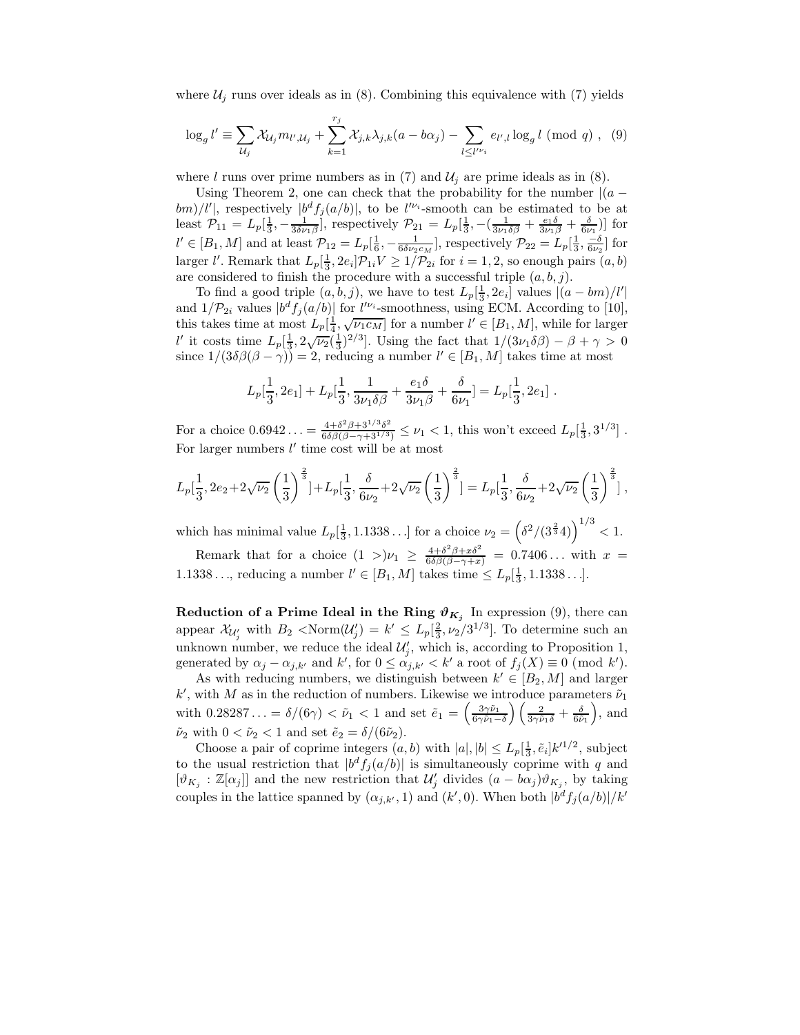where $\mathcal{U}_j$ runs over ideals as in (8). Combining this equivalence with (7) yields

$$\log_g l' \equiv \sum_{\mathcal{U}_j} \mathcal{X}_{\mathcal{U}_j} m_{l',\mathcal{U}_j} + \sum_{k=1}^{r_j} \mathcal{X}_{j,k} \lambda_{j,k}(a - b\alpha_j) - \sum_{l \leq l'^{\nu_i}} e_{l',l} \log_g l \pmod{q} , \quad (9)$$

where $l$ runs over prime numbers as in (7) and $\mathcal{U}_j$ are prime ideals as in (8).

Using Theorem 2, one can check that the probability for the number $|(a - bm)/l'|$, respectively $|b^d f_j(a/b)|$, to be $l'^{\nu_i}$-smooth can be estimated to be at least $\mathcal{P}_{11} = L_p[\frac{1}{3}, -\frac{1}{3\delta\nu_1\beta}]$, respectively $\mathcal{P}_{21} = L_p[\frac{1}{3}, -(\frac{1}{3\nu_1\delta\beta} + \frac{e_1\delta}{3\nu_1\beta} + \frac{\delta}{6\nu_1})]$ for $l' \in [B_1, M]$ and at least $\mathcal{P}_{12} = L_p[\frac{1}{6}, -\frac{1}{6\delta\nu_2 c_M}]$, respectively $\mathcal{P}_{22} = L_p[\frac{1}{3}, \frac{-\delta}{6\nu_2}]$ for larger $l'$. Remark that $L_p[\frac{1}{3}, 2e_i]\mathcal{P}_{1i}V \geq 1/\mathcal{P}_{2i}$ for $i = 1, 2$, so enough pairs $(a, b)$ are considered to finish the procedure with a successful triple $(a, b, j)$.

To find a good triple $(a, b, j)$, we have to test $L_p[\frac{1}{3}, 2e_i]$ values $|(a - bm)/l'|$ and $1/\mathcal{P}_{2i}$ values $|b^d f_j(a/b)|$ for $l'^{\nu_i}$-smoothness, using ECM. According to [10], this takes time at most $L_p[\frac{1}{4}, \sqrt{\nu_1 c_M}]$ for a number $l' \in [B_1, M]$, while for larger $l'$ it costs time $L_p[\frac{1}{3}, 2\sqrt{\nu_2}(\frac{1}{3})^{2/3}]$. Using the fact that $1/(3\nu_1\delta\beta) - \beta + \gamma > 0$ since $1/(3\delta\beta(\beta - \gamma)) = 2$, reducing a number $l' \in [B_1, M]$ takes time at most

$$L_p[\frac{1}{3}, 2e_1] + L_p[\frac{1}{3}, \frac{1}{3\nu_1\delta\beta} + \frac{e_1\delta}{3\nu_1\beta} + \frac{\delta}{6\nu_1}] = L_p[\frac{1}{3}, 2e_1] \ .$$

For a choice $0.6942\ldots = \frac{4+\delta^2\beta+3^{1/3}\delta^2}{6\delta\beta(\beta-\gamma+3^{1/3})} \leq \nu_1 < 1$, this won't exceed $L_p[\frac{1}{3}, 3^{1/3}]$ . For larger numbers $l'$ time cost will be at most

$$L_p[\frac{1}{3}, 2e_2 + 2\sqrt{\nu_2}\left(\frac{1}{3}\right)^{\frac{2}{3}}] + L_p[\frac{1}{3}, \frac{\delta}{6\nu_2} + 2\sqrt{\nu_2}\left(\frac{1}{3}\right)^{\frac{2}{3}}] = L_p[\frac{1}{3}, \frac{\delta}{6\nu_2} + 2\sqrt{\nu_2}\left(\frac{1}{3}\right)^{\frac{2}{3}}] ,$$

which has minimal value $L_p[\frac{1}{3}, 1.1338\ldots]$ for a choice $\nu_2 = \left(\delta^2/(3^{\frac{2}{3}}4)\right)^{1/3} < 1$.

Remark that for a choice $(1 >)\nu_1 \geq \frac{4+\delta^2\beta+x\delta^2}{6\delta\beta(\beta-\gamma+x)} = 0.7406\ldots$ with $x = 1.1338\ldots$, reducing a number $l' \in [B_1, M]$ takes time $\leq L_p[\frac{1}{3}, 1.1338\ldots]$.

**Reduction of a Prime Ideal in the Ring $\vartheta_{K_j}$** In expression (9), there can appear $\mathcal{X}_{\mathcal{U}'_j}$ with $B_2 < \text{Norm}(\mathcal{U}'_j) = k' \leq L_p[\frac{2}{3}, \nu_2/3^{1/3}]$. To determine such an unknown number, we reduce the ideal $\mathcal{U}'_j$, which is, according to Proposition 1, generated by $\alpha_j - \alpha_{j,k'}$ and $k'$, for $0 \leq \alpha_{j,k'} < k'$ a root of $f_j(X) \equiv 0 \pmod{k'}$.

As with reducing numbers, we distinguish between $k' \in [B_2, M]$ and larger $k'$, with $M$ as in the reduction of numbers. Likewise we introduce parameters $\tilde{\nu}_1$ with $0.28287\ldots = \delta/(6\gamma) < \tilde{\nu}_1 < 1$ and set $\tilde{e}_1 = \left(\frac{3\gamma\tilde{\nu}_1}{6\gamma\tilde{\nu}_1 - \delta}\right)\left(\frac{2}{3\gamma\tilde{\nu}_1\delta} + \frac{\delta}{6\tilde{\nu}_1}\right)$, and $\tilde{\nu}_2$ with $0 < \tilde{\nu}_2 < 1$ and set $\tilde{e}_2 = \delta/(6\tilde{\nu}_2)$.

Choose a pair of coprime integers $(a, b)$ with $|a|, |b| \leq L_p[\frac{1}{3}, \tilde{e}_i]k'^{1/2}$, subject to the usual restriction that $|b^d f_j(a/b)|$ is simultaneously coprime with $q$ and $[\vartheta_{K_j} : \mathbb{Z}[\alpha_j]]$ and the new restriction that $\mathcal{U}'_j$ divides $(a - b\alpha_j)\vartheta_{K_j}$, by taking couples in the lattice spanned by $(\alpha_{j,k'}, 1)$ and $(k', 0)$. When both $|b^d f_j(a/b)|/k'$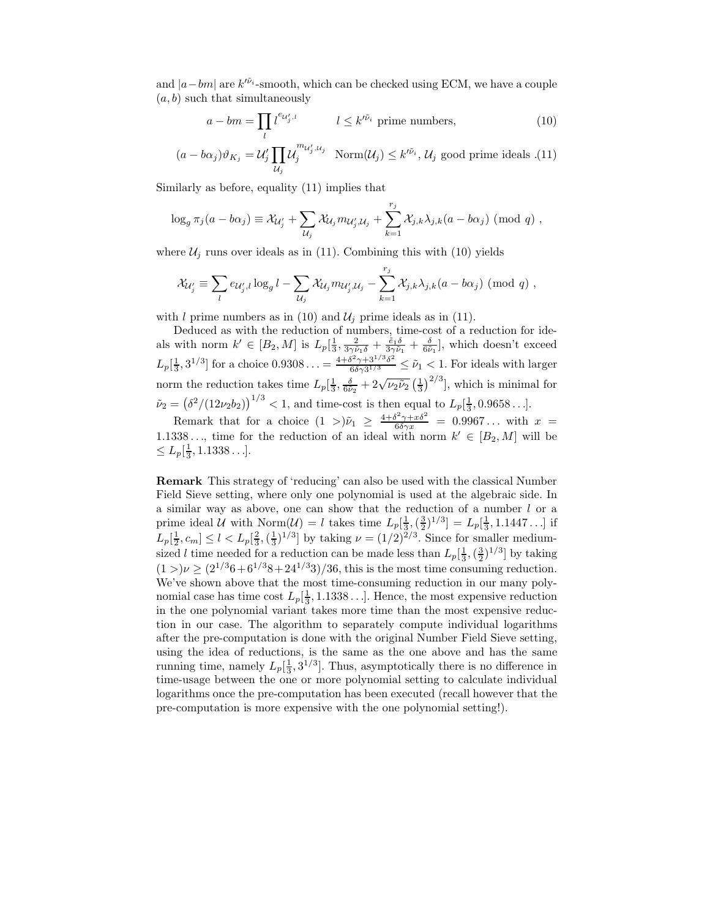and $|a-bm|$ are $k'^{\tilde{\nu}_i}$-smooth, which can be checked using ECM, we have a couple $(a,b)$ such that simultaneously

$$a - bm = \prod_l l^{e_{\mathcal{U}'_j,l}} \qquad l \le k'^{\tilde{\nu}_i} \text{ prime numbers,} \tag{10}$$

$$(a-b\alpha_j)\vartheta_{K_j} = \mathcal{U}'_j \prod_{\mathcal{U}_j} \mathcal{U}_j^{m_{\mathcal{U}'_j,\mathcal{U}_j}} \quad \text{Norm}(\mathcal{U}_j) \le k'^{\tilde{\nu}_i}, \mathcal{U}_j \text{ good prime ideals} \tag{11}$$

Similarly as before, equality (11) implies that

$$\log_g \pi_j(a-b\alpha_j) \equiv \mathcal{X}_{\mathcal{U}'_j} + \sum_{\mathcal{U}_j} \mathcal{X}_{\mathcal{U}_j} m_{\mathcal{U}'_j,\mathcal{U}_j} + \sum_{k=1}^{r_j} \mathcal{X}_{j,k}\lambda_{j,k}(a-b\alpha_j) \pmod q ,$$

where $\mathcal{U}_j$ runs over ideals as in (11). Combining this with (10) yields

$$\mathcal{X}_{\mathcal{U}'_j} \equiv \sum_l e_{\mathcal{U}'_j,l} \log_g l - \sum_{\mathcal{U}_j} \mathcal{X}_{\mathcal{U}_j} m_{\mathcal{U}'_j,\mathcal{U}_j} - \sum_{k=1}^{r_j} \mathcal{X}_{j,k}\lambda_{j,k}(a-b\alpha_j) \pmod q ,$$

with $l$ prime numbers as in (10) and $\mathcal{U}_j$ prime ideals as in (11).

Deduced as with the reduction of numbers, time-cost of a reduction for ideals with norm $k' \in [B_2, M]$ is $L_p[\frac{1}{3}, \frac{2}{3\gamma\tilde{\nu}_1\delta} + \frac{\tilde{e}_1\delta}{3\gamma\tilde{\nu}_1} + \frac{\delta}{6\tilde{\nu}_1}]$, which doesn't exceed $L_p[\frac{1}{3}, 3^{1/3}]$ for a choice $0.9308\ldots = \frac{4+\delta^2\gamma+3^{1/3}\delta^2}{6\delta\gamma 3^{1/3}} \le \tilde{\nu}_1 < 1$. For ideals with larger norm the reduction takes time $L_p[\frac{1}{3}, \frac{\delta}{6\tilde{\nu}_2} + 2\sqrt{\nu_2\tilde{\nu}_2}\left(\frac{1}{3}\right)^{2/3}]$, which is minimal for $\tilde{\nu}_2 = \left(\delta^2/(12\nu_2 b_2)\right)^{1/3} < 1$, and time-cost is then equal to $L_p[\frac{1}{3}, 0.9658\ldots]$.

Remark that for a choice $(1 >)\tilde{\nu}_1 \ge \frac{4+\delta^2\gamma+x\delta^2}{6\delta\gamma x} = 0.9967\ldots$ with $x = 1.1338\ldots$, time for the reduction of an ideal with norm $k' \in [B_2, M]$ will be $\le L_p[\frac{1}{3}, 1.1338\ldots]$.

**Remark** This strategy of 'reducing' can also be used with the classical Number Field Sieve setting, where only one polynomial is used at the algebraic side. In a similar way as above, one can show that the reduction of a number $l$ or a prime ideal $\mathcal{U}$ with $\text{Norm}(\mathcal{U}) = l$ takes time $L_p[\frac{1}{3}, (\frac{3}{2})^{1/3}] = L_p[\frac{1}{3}, 1.1447\ldots]$ if $L_p[\frac{1}{2}, c_m] \le l < L_p[\frac{2}{3}, (\frac{1}{3})^{1/3}]$ by taking $\nu = (1/2)^{2/3}$. Since for smaller medium-sized $l$ time needed for a reduction can be made less than $L_p[\frac{1}{3}, (\frac{3}{2})^{1/3}]$ by taking $(1 >)\nu \ge (2^{1/3}6 + 6^{1/3}8 + 24^{1/3}3)/36$, this is the most time consuming reduction. We've shown above that the most time-consuming reduction in our many polynomial case has time cost $L_p[\frac{1}{3}, 1.1338\ldots]$. Hence, the most expensive reduction in the one polynomial variant takes more time than the most expensive reduction in our case. The algorithm to separately compute individual logarithms after the pre-computation is done with the original Number Field Sieve setting, using the idea of reductions, is the same as the one above and has the same running time, namely $L_p[\frac{1}{3}, 3^{1/3}]$. Thus, asymptotically there is no difference in time-usage between the one or more polynomial setting to calculate individual logarithms once the pre-computation has been executed (recall however that the pre-computation is more expensive with the one polynomial setting!).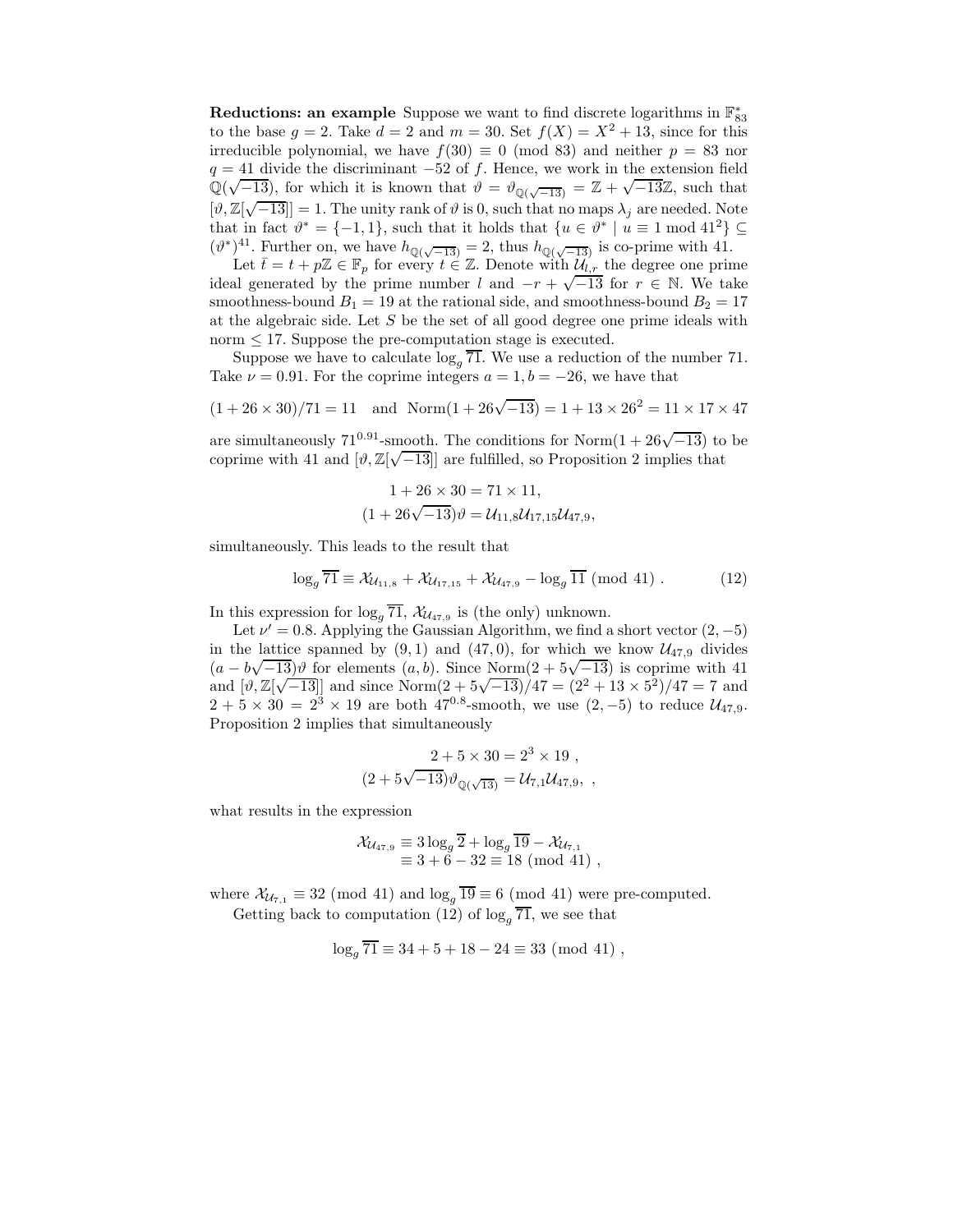**Reductions: an example** Suppose we want to find discrete logarithms in $\mathbb{F}_{83}^*$ to the base $g = 2$. Take $d = 2$ and $m = 30$. Set $f(X) = X^2 + 13$, since for this irreducible polynomial, we have $f(30) \equiv 0 \pmod{83}$ and neither $p = 83$ nor $q = 41$ divide the discriminant $-52$ of $f$. Hence, we work in the extension field $\mathbb{Q}(\sqrt{-13})$, for which it is known that $\vartheta = \vartheta_{\mathbb{Q}(\sqrt{-13})} = \mathbb{Z} + \sqrt{-13}\mathbb{Z}$, such that $[\vartheta, \mathbb{Z}[\sqrt{-13}]] = 1$. The unity rank of $\vartheta$ is 0, such that no maps $\lambda_j$ are needed. Note that in fact $\vartheta^* = \{-1, 1\}$, such that it holds that $\{u \in \vartheta^* \mid u \equiv 1 \bmod 41^2\} \subseteq (\vartheta^*)^{41}$. Further on, we have $h_{\mathbb{Q}(\sqrt{-13})} = 2$, thus $h_{\mathbb{Q}(\sqrt{-13})}$ is co-prime with 41.

Let $\bar{t} = t + p\mathbb{Z} \in \mathbb{F}_p$ for every $t \in \mathbb{Z}$. Denote with $\mathcal{U}_{l,r}$ the degree one prime ideal generated by the prime number $l$ and $-r + \sqrt{-13}$ for $r \in \mathbb{N}$. We take smoothness-bound $B_1 = 19$ at the rational side, and smoothness-bound $B_2 = 17$ at the algebraic side. Let $S$ be the set of all good degree one prime ideals with norm $\leq 17$. Suppose the pre-computation stage is executed.

Suppose we have to calculate $\log_g \overline{71}$. We use a reduction of the number 71. Take $\nu = 0.91$. For the coprime integers $a = 1, b = -26$, we have that

$$(1 + 26 \times 30)/71 = 11 \quad \text{and} \quad \text{Norm}(1 + 26\sqrt{-13}) = 1 + 13 \times 26^2 = 11 \times 17 \times 47$$

are simultaneously $71^{0.91}$-smooth. The conditions for $\text{Norm}(1 + 26\sqrt{-13})$ to be coprime with 41 and $[\vartheta, \mathbb{Z}[\sqrt{-13}]]$ are fulfilled, so Proposition 2 implies that

$$\begin{aligned} 1 + 26 \times 30 &= 71 \times 11, \\ (1 + 26\sqrt{-13})\vartheta &= \mathcal{U}_{11,8}\mathcal{U}_{17,15}\mathcal{U}_{47,9}, \end{aligned}$$

simultaneously. This leads to the result that

$$\log_g \overline{71} \equiv \mathcal{X}_{\mathcal{U}_{11,8}} + \mathcal{X}_{\mathcal{U}_{17,15}} + \mathcal{X}_{\mathcal{U}_{47,9}} - \log_g \overline{11} \pmod{41} . \tag{12}$$

In this expression for $\log_g \overline{71}$, $\mathcal{X}_{\mathcal{U}_{47,9}}$ is (the only) unknown.

Let $\nu' = 0.8$. Applying the Gaussian Algorithm, we find a short vector $(2, -5)$ in the lattice spanned by $(9, 1)$ and $(47, 0)$, for which we know $\mathcal{U}_{47,9}$ divides $(a - b\sqrt{-13})\vartheta$ for elements $(a, b)$. Since $\text{Norm}(2 + 5\sqrt{-13})$ is coprime with 41 and $[\vartheta, \mathbb{Z}[\sqrt{-13}]]$ and since $\text{Norm}(2 + 5\sqrt{-13})/47 = (2^2 + 13 \times 5^2)/47 = 7$ and $2 + 5 \times 30 = 2^3 \times 19$ are both $47^{0.8}$-smooth, we use $(2, -5)$ to reduce $\mathcal{U}_{47,9}$. Proposition 2 implies that simultaneously

$$\begin{aligned} 2 + 5 \times 30 &= 2^3 \times 19 \ , \\ (2 + 5\sqrt{-13})\vartheta_{\mathbb{Q}(\sqrt{13})} &= \mathcal{U}_{7,1}\mathcal{U}_{47,9}, \ , \end{aligned}$$

what results in the expression

$$\begin{aligned} \mathcal{X}_{\mathcal{U}_{47,9}} &\equiv 3 \log_g \overline{2} + \log_g \overline{19} - \mathcal{X}_{\mathcal{U}_{7,1}} \\ &\equiv 3 + 6 - 32 \equiv 18 \pmod{41} \ , \end{aligned}$$

where $\mathcal{X}_{\mathcal{U}_{7,1}} \equiv 32 \pmod{41}$ and $\log_g \overline{19} \equiv 6 \pmod{41}$ were pre-computed.

Getting back to computation (12) of $\log_g \overline{71}$, we see that

$$\log_g \overline{71} \equiv 34 + 5 + 18 - 24 \equiv 33 \pmod{41} \ ,$$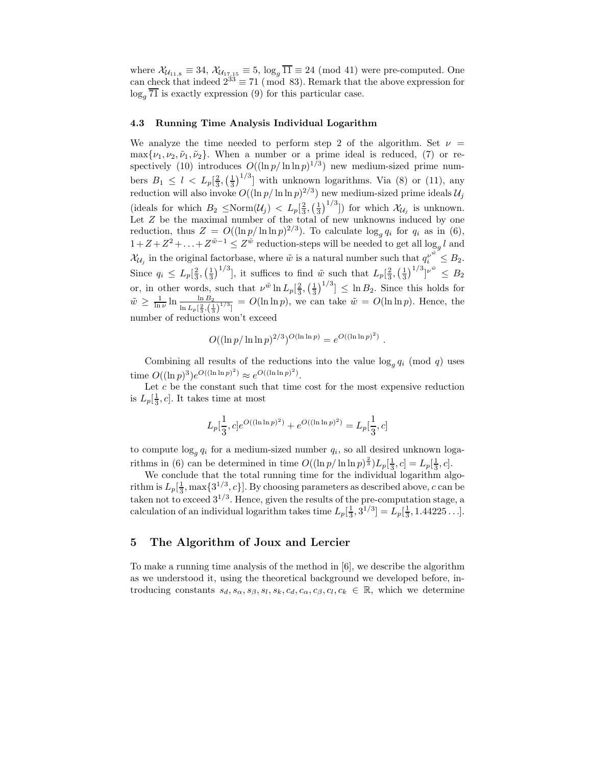where $\mathcal{X}_{\mathcal{U}_{11,8}} \equiv 34$, $\mathcal{X}_{\mathcal{U}_{17,15}} \equiv 5$, $\log_g \overline{11} \equiv 24 \pmod{41}$ were pre-computed. One can check that indeed $2^{33} \equiv 71 \pmod{83}$. Remark that the above expression for $\log_g \overline{71}$ is exactly expression (9) for this particular case.

### 4.3 Running Time Analysis Individual Logarithm

We analyze the time needed to perform step 2 of the algorithm. Set $\nu = \max\{\nu_1, \nu_2, \tilde{\nu}_1, \tilde{\nu}_2\}$. When a number or a prime ideal is reduced, (7) or respectively (10) introduces $O((\ln p/\ln\ln p)^{1/3})$ new medium-sized prime numbers $B_1 \leq l < L_p[\frac{2}{3}, \left(\frac{1}{3}\right)^{1/3}]$ with unknown logarithms. Via (8) or (11), any reduction will also invoke $O((\ln p/\ln\ln p)^{2/3})$ new medium-sized prime ideals $\mathcal{U}_j$ (ideals for which $B_2 \leq \text{Norm}(\mathcal{U}_j) < L_p[\frac{2}{3}, \left(\frac{1}{3}\right)^{1/3}]$) for which $\mathcal{X}_{\mathcal{U}_j}$ is unknown. Let $Z$ be the maximal number of the total of new unknowns induced by one reduction, thus $Z = O((\ln p/\ln\ln p)^{2/3})$. To calculate $\log_g q_i$ for $q_i$ as in (6), $1 + Z + Z^2 + \ldots + Z^{\tilde{w}-1} \leq Z^{\tilde{w}}$ reduction-steps will be needed to get all $\log_g l$ and $\mathcal{X}_{\mathcal{U}_j}$ in the original factorbase, where $\tilde{w}$ is a natural number such that $q_i^{\nu^{\tilde{w}}} \leq B_2$. Since $q_i \leq L_p[\frac{2}{3}, \left(\frac{1}{3}\right)^{1/3}]$, it suffices to find $\tilde{w}$ such that $L_p[\frac{2}{3}, \left(\frac{1}{3}\right)^{1/3}]^{\nu^{\tilde{w}}} \leq B_2$ or, in other words, such that $\nu^{\tilde{w}} \ln L_p[\frac{2}{3}, \left(\frac{1}{3}\right)^{1/3}] \leq \ln B_2$. Since this holds for $\tilde{w} \geq \frac{1}{\ln \nu} \ln \frac{\ln B_2}{\ln L_p[\frac{2}{3}, \left(\frac{1}{3}\right)^{1/3}]} = O(\ln\ln p)$, we can take $\tilde{w} = O(\ln\ln p)$. Hence, the number of reductions won't exceed

$$O((\ln p/\ln\ln p)^{2/3})^{O(\ln\ln p)} = e^{O((\ln\ln p)^2)} .$$

Combining all results of the reductions into the value $\log_g q_i \pmod q$ uses time $O((\ln p)^3)e^{O((\ln\ln p)^2)} \approx e^{O((\ln\ln p)^2)}$.

Let $c$ be the constant such that time cost for the most expensive reduction is $L_p[\frac{1}{3}, c]$. It takes time at most

$$L_p[\frac{1}{3}, c]e^{O((\ln\ln p)^2)} + e^{O((\ln\ln p)^2)} = L_p[\frac{1}{3}, c]$$

to compute $\log_g q_i$ for a medium-sized number $q_i$, so all desired unknown logarithms in (6) can be determined in time $O((\ln p/\ln\ln p)^{\frac{2}{3}})L_p[\frac{1}{3}, c] = L_p[\frac{1}{3}, c]$.

We conclude that the total running time for the individual logarithm algorithm is $L_p[\frac{1}{3}, \max\{3^{1/3}, c\}]$. By choosing parameters as described above, $c$ can be taken not to exceed $3^{1/3}$. Hence, given the results of the pre-computation stage, a calculation of an individual logarithm takes time $L_p[\frac{1}{3}, 3^{1/3}] = L_p[\frac{1}{3}, 1.44225\ldots]$.

## 5 The Algorithm of Joux and Lercier

To make a running time analysis of the method in [6], we describe the algorithm as we understood it, using the theoretical background we developed before, introducing constants $s_d, s_\alpha, s_\beta, s_l, s_k, c_d, c_\alpha, c_\beta, c_l, c_k \in \mathbb{R}$, which we determine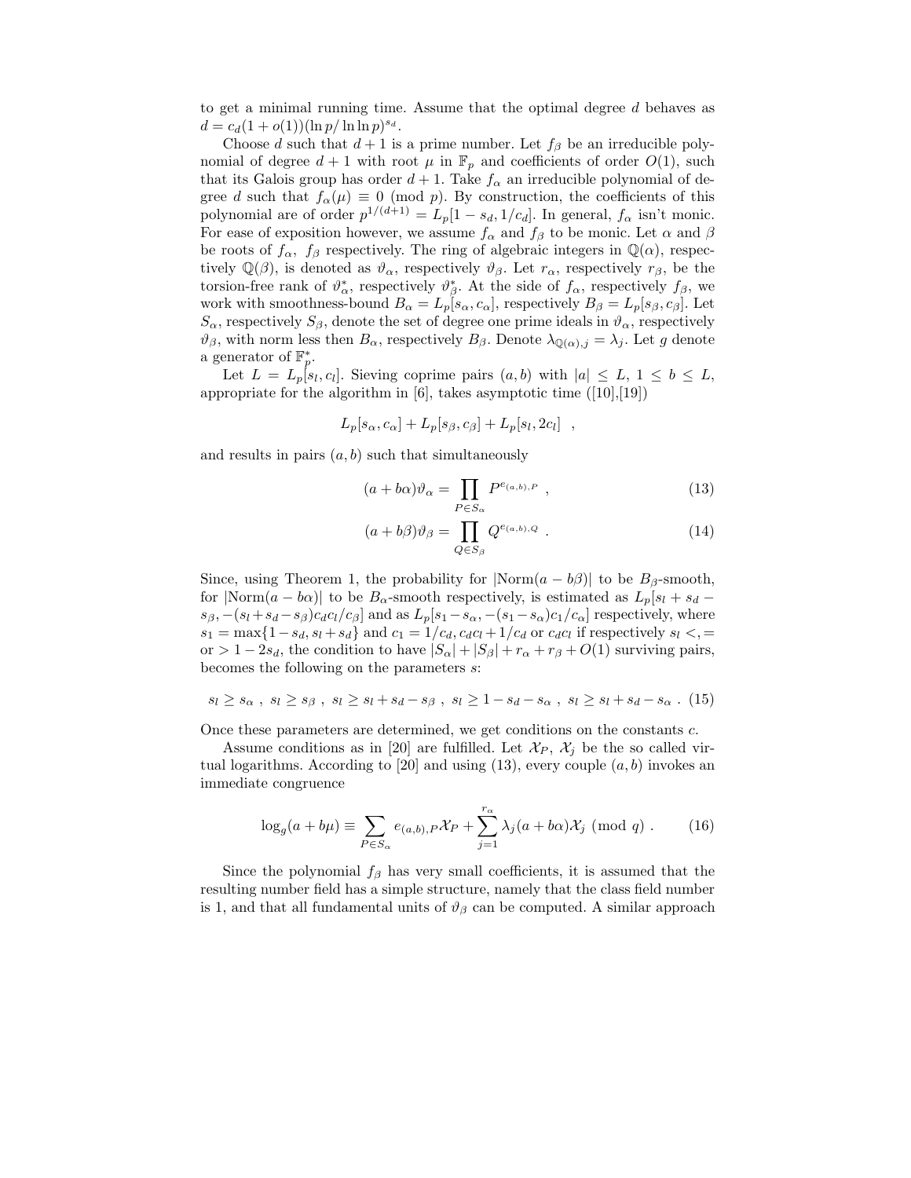to get a minimal running time. Assume that the optimal degree $d$ behaves as $d = c_d(1+o(1))(\ln p/\ln\ln p)^{s_d}$.

Choose $d$ such that $d+1$ is a prime number. Let $f_\beta$ be an irreducible polynomial of degree $d+1$ with root $\mu$ in $\mathbb{F}_p$ and coefficients of order $O(1)$, such that its Galois group has order $d+1$. Take $f_\alpha$ an irreducible polynomial of degree $d$ such that $f_\alpha(\mu) \equiv 0 \pmod p$. By construction, the coefficients of this polynomial are of order $p^{1/(d+1)} = L_p[1-s_d, 1/c_d]$. In general, $f_\alpha$ isn't monic. For ease of exposition however, we assume $f_\alpha$ and $f_\beta$ to be monic. Let $\alpha$ and $\beta$ be roots of $f_\alpha$, $f_\beta$ respectively. The ring of algebraic integers in $\mathbb{Q}(\alpha)$, respectively $\mathbb{Q}(\beta)$, is denoted as $\vartheta_\alpha$, respectively $\vartheta_\beta$. Let $r_\alpha$, respectively $r_\beta$, be the torsion-free rank of $\vartheta^*_\alpha$, respectively $\vartheta^*_\beta$. At the side of $f_\alpha$, respectively $f_\beta$, we work with smoothness-bound $B_\alpha = L_p[s_\alpha, c_\alpha]$, respectively $B_\beta = L_p[s_\beta, c_\beta]$. Let $S_\alpha$, respectively $S_\beta$, denote the set of degree one prime ideals in $\vartheta_\alpha$, respectively $\vartheta_\beta$, with norm less then $B_\alpha$, respectively $B_\beta$. Denote $\lambda_{\mathbb{Q}(\alpha),j} = \lambda_j$. Let $g$ denote a generator of $\mathbb{F}^*_p$.

Let $L = L_p[s_l, c_l]$. Sieving coprime pairs $(a,b)$ with $|a| \leq L$, $1 \leq b \leq L$, appropriate for the algorithm in [6], takes asymptotic time ([10],[19])

$$L_p[s_\alpha, c_\alpha] + L_p[s_\beta, c_\beta] + L_p[s_l, 2c_l] \ ,$$

and results in pairs $(a,b)$ such that simultaneously

$$(a + b\alpha)\vartheta_\alpha = \prod_{P \in S_\alpha} P^{e_{(a,b),P}} \ , \tag{13}$$

$$(a + b\beta)\vartheta_\beta = \prod_{Q \in S_\beta} Q^{e_{(a,b),Q}} \ . \tag{14}$$

Since, using Theorem 1, the probability for $|\mathrm{Norm}(a - b\beta)|$ to be $B_\beta$-smooth, for $|\mathrm{Norm}(a - b\alpha)|$ to be $B_\alpha$-smooth respectively, is estimated as $L_p[s_l + s_d - s_\beta, -(s_l + s_d - s_\beta)c_d c_l/c_\beta]$ and as $L_p[s_1 - s_\alpha, -(s_1 - s_\alpha)c_1/c_\alpha]$ respectively, where $s_1 = \max\{1 - s_d, s_l + s_d\}$ and $c_1 = 1/c_d, c_d c_l + 1/c_d$ or $c_d c_l$ if respectively $s_l <, =$ or $> 1 - 2s_d$, the condition to have $|S_\alpha| + |S_\beta| + r_\alpha + r_\beta + O(1)$ surviving pairs, becomes the following on the parameters $s$:

$$s_l \geq s_\alpha \ , \ s_l \geq s_\beta \ , \ s_l \geq s_l + s_d - s_\beta \ , \ s_l \geq 1 - s_d - s_\alpha \ , \ s_l \geq s_l + s_d - s_\alpha \ . \tag{15}$$

Once these parameters are determined, we get conditions on the constants $c$.

Assume conditions as in [20] are fulfilled. Let $\mathcal{X}_P$, $\mathcal{X}_j$ be the so called virtual logarithms. According to [20] and using (13), every couple $(a,b)$ invokes an immediate congruence

$$\log_g(a + b\mu) \equiv \sum_{P \in S_\alpha} e_{(a,b),P}\mathcal{X}_P + \sum_{j=1}^{r_\alpha} \lambda_j(a + b\alpha)\mathcal{X}_j \pmod q \ . \tag{16}$$

Since the polynomial $f_\beta$ has very small coefficients, it is assumed that the resulting number field has a simple structure, namely that the class field number is 1, and that all fundamental units of $\vartheta_\beta$ can be computed. A similar approach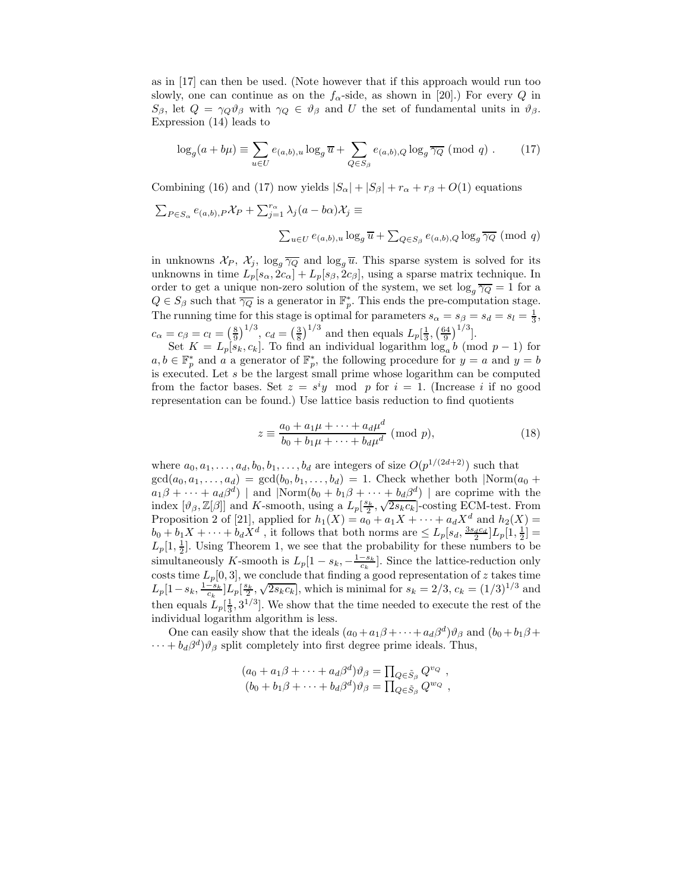as in [17] can then be used. (Note however that if this approach would run too slowly, one can continue as on the $f_\alpha$-side, as shown in [20].) For every $Q$ in $S_\beta$, let $Q = \gamma_Q \vartheta_\beta$ with $\gamma_Q \in \vartheta_\beta$ and $U$ the set of fundamental units in $\vartheta_\beta$. Expression (14) leads to

$$\log_g(a + b\mu) \equiv \sum_{u \in U} e_{(a,b),u} \log_g \overline{u} + \sum_{Q \in S_\beta} e_{(a,b),Q} \log_g \overline{\gamma_Q} \pmod{q} . \tag{17}$$

Combining (16) and (17) now yields $|S_\alpha| + |S_\beta| + r_\alpha + r_\beta + O(1)$ equations

$$\sum_{P \in S_\alpha} e_{(a,b),P} \mathcal{X}_P + \sum_{j=1}^{r_\alpha} \lambda_j (a - b\alpha) \mathcal{X}_j \equiv \sum_{u \in U} e_{(a,b),u} \log_g \overline{u} + \sum_{Q \in S_\beta} e_{(a,b),Q} \log_g \overline{\gamma_Q} \pmod{q}$$

in unknowns $\mathcal{X}_P$, $\mathcal{X}_j$, $\log_g \overline{\gamma_Q}$ and $\log_g \overline{u}$. This sparse system is solved for its unknowns in time $L_p[s_\alpha, 2c_\alpha] + L_p[s_\beta, 2c_\beta]$, using a sparse matrix technique. In order to get a unique non-zero solution of the system, we set $\log_g \overline{\gamma_Q} = 1$ for a $Q \in S_\beta$ such that $\overline{\gamma_Q}$ is a generator in $\mathbb{F}_p^*$. This ends the pre-computation stage. The running time for this stage is optimal for parameters $s_\alpha = s_\beta = s_d = s_l = \frac{1}{3}$, $c_\alpha = c_\beta = c_l = \left(\frac{8}{9}\right)^{1/3}$, $c_d = \left(\frac{3}{8}\right)^{1/3}$ and then equals $L_p[\frac{1}{3}, \left(\frac{64}{9}\right)^{1/3}]$.

Set $K = L_p[s_k, c_k]$. To find an individual logarithm $\log_a b \pmod{p-1}$ for $a, b \in \mathbb{F}_p^*$ and $a$ a generator of $\mathbb{F}_p^*$, the following procedure for $y = a$ and $y = b$ is executed. Let $s$ be the largest small prime whose logarithm can be computed from the factor bases. Set $z = s^i y \mod p$ for $i = 1$. (Increase $i$ if no good representation can be found.) Use lattice basis reduction to find quotients

$$z \equiv \frac{a_0 + a_1\mu + \cdots + a_d\mu^d}{b_0 + b_1\mu + \cdots + b_d\mu^d} \pmod{p}, \tag{18}$$

where $a_0, a_1, \ldots, a_d, b_0, b_1, \ldots, b_d$ are integers of size $O(p^{1/(2d+2)})$ such that $\gcd(a_0, a_1, \ldots, a_d) = \gcd(b_0, b_1, \ldots, b_d) = 1$. Check whether both $|\mathrm{Norm}(a_0 + a_1\beta + \cdots + a_d\beta^d)|$ and $|\mathrm{Norm}(b_0 + b_1\beta + \cdots + b_d\beta^d)|$ are coprime with the index $[\vartheta_\beta, \mathbb{Z}[\beta]]$ and $K$-smooth, using a $L_p[\frac{s_k}{2}, \sqrt{2s_kc_k}]$-costing ECM-test. From Proposition 2 of [21], applied for $h_1(X) = a_0 + a_1X + \cdots + a_dX^d$ and $h_2(X) = b_0 + b_1X + \cdots + b_dX^d$ , it follows that both norms are $\leq L_p[s_d, \frac{3s_dc_d}{2}]L_p[1, \frac{1}{2}] = L_p[1, \frac{1}{2}]$. Using Theorem 1, we see that the probability for these numbers to be simultaneously $K$-smooth is $L_p[1 - s_k, -\frac{1-s_k}{c_k}]$. Since the lattice-reduction only costs time $L_p[0, 3]$, we conclude that finding a good representation of $z$ takes time $L_p[1-s_k, \frac{1-s_k}{c_k}]L_p[\frac{s_k}{2}, \sqrt{2s_kc_k}]$, which is minimal for $s_k = 2/3$, $c_k = (1/3)^{1/3}$ and then equals $L_p[\frac{1}{3}, 3^{1/3}]$. We show that the time needed to execute the rest of the individual logarithm algorithm is less.

One can easily show that the ideals $(a_0 + a_1\beta + \cdots + a_d\beta^d)\vartheta_\beta$ and $(b_0 + b_1\beta + \cdots + b_d\beta^d)\vartheta_\beta$ split completely into first degree prime ideals. Thus,

$$(a_0 + a_1\beta + \cdots + a_d\beta^d)\vartheta_\beta = \prod_{Q \in \tilde{S}_\beta} Q^{v_Q} ,$$
$$(b_0 + b_1\beta + \cdots + b_d\beta^d)\vartheta_\beta = \prod_{Q \in \tilde{S}_\beta} Q^{w_Q} ,$$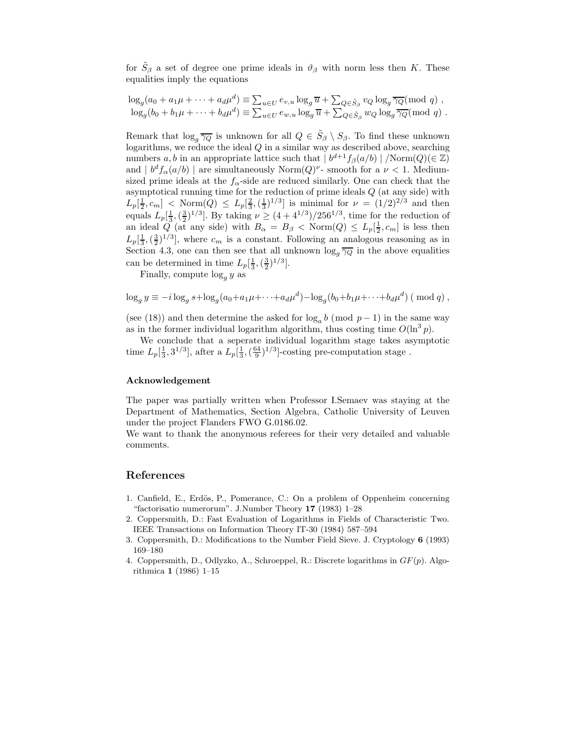for $\tilde{S}_\beta$ a set of degree one prime ideals in $\vartheta_\beta$ with norm less then $K$. These equalities imply the equations

$$\log_g(a_0 + a_1\mu + \cdots + a_d\mu^d) \equiv \sum_{u\in U} e_{v,u} \log_g \overline{u} + \sum_{Q\in\tilde{S}_\beta} v_Q \log_g \overline{\gamma_Q} (\bmod\ q)\ ,$$
$$\log_g(b_0 + b_1\mu + \cdots + b_d\mu^d) \equiv \sum_{u\in U} e_{w,u} \log_g \overline{u} + \sum_{Q\in\tilde{S}_\beta} w_Q \log_g \overline{\gamma_Q} (\bmod\ q)\ .$$

Remark that $\log_g \overline{\gamma_Q}$ is unknown for all $Q \in \tilde{S}_\beta \setminus S_\beta$. To find these unknown logarithms, we reduce the ideal $Q$ in a similar way as described above, searching numbers $a, b$ in an appropriate lattice such that $\mid b^{d+1} f_\beta(a/b) \mid / \mathrm{Norm}(Q) (\in \mathbb{Z})$ and $\mid b^d f_\alpha(a/b) \mid$ are simultaneously $\mathrm{Norm}(Q)^\nu$- smooth for a $\nu < 1$. Medium-sized prime ideals at the $f_\alpha$-side are reduced similarly. One can check that the asymptotical running time for the reduction of prime ideals $Q$ (at any side) with $L_p[\frac{1}{2}, c_m] < \mathrm{Norm}(Q) \le L_p[\frac{2}{3}, (\frac{1}{3})^{1/3}]$ is minimal for $\nu = (1/2)^{2/3}$ and then equals $L_p[\frac{1}{3}, (\frac{3}{2})^{1/3}]$. By taking $\nu \ge (4 + 4^{1/3})/256^{1/3}$, time for the reduction of an ideal $Q$ (at any side) with $B_\alpha = B_\beta < \mathrm{Norm}(Q) \le L_p[\frac{1}{2}, c_m]$ is less then $L_p[\frac{1}{3}, (\frac{3}{2})^{1/3}]$, where $c_m$ is a constant. Following an analogous reasoning as in Section 4.3, one can then see that all unknown $\log_g \overline{\gamma_Q}$ in the above equalities can be determined in time $L_p[\frac{1}{3}, (\frac{3}{2})^{1/3}]$.

Finally, compute $\log_g y$ as

$$\log_g y \equiv -i \log_g s + \log_g(a_0 + a_1\mu + \cdots + a_d\mu^d) - \log_g(b_0 + b_1\mu + \cdots + b_d\mu^d)\ (\bmod\ q)\ ,$$

(see (18)) and then determine the asked for $\log_a b \ (\mathrm{mod}\ p-1)$ in the same way as in the former individual logarithm algorithm, thus costing time $O(\ln^3 p)$.

We conclude that a seperate individual logarithm stage takes asymptotic time $L_p[\frac{1}{3}, 3^{1/3}]$, after a $L_p[\frac{1}{3}, (\frac{64}{9})^{1/3}]$-costing pre-computation stage .

### Acknowledgement

The paper was partially written when Professor I.Semaev was staying at the Department of Mathematics, Section Algebra, Catholic University of Leuven under the project Flanders FWO G.0186.02.
We want to thank the anonymous referees for their very detailed and valuable comments.

## References

1. Canfield, E., Erdös, P., Pomerance, C.: On a problem of Oppenheim concerning "factorisatio numerorum". J.Number Theory **17** (1983) 1–28
2. Coppersmith, D.: Fast Evaluation of Logarithms in Fields of Characteristic Two. IEEE Transactions on Information Theory IT-30 (1984) 587–594
3. Coppersmith, D.: Modifications to the Number Field Sieve. J. Cryptology **6** (1993) 169–180
4. Coppersmith, D., Odlyzko, A., Schroeppel, R.: Discrete logarithms in $GF(p)$. Algorithmica **1** (1986) 1–15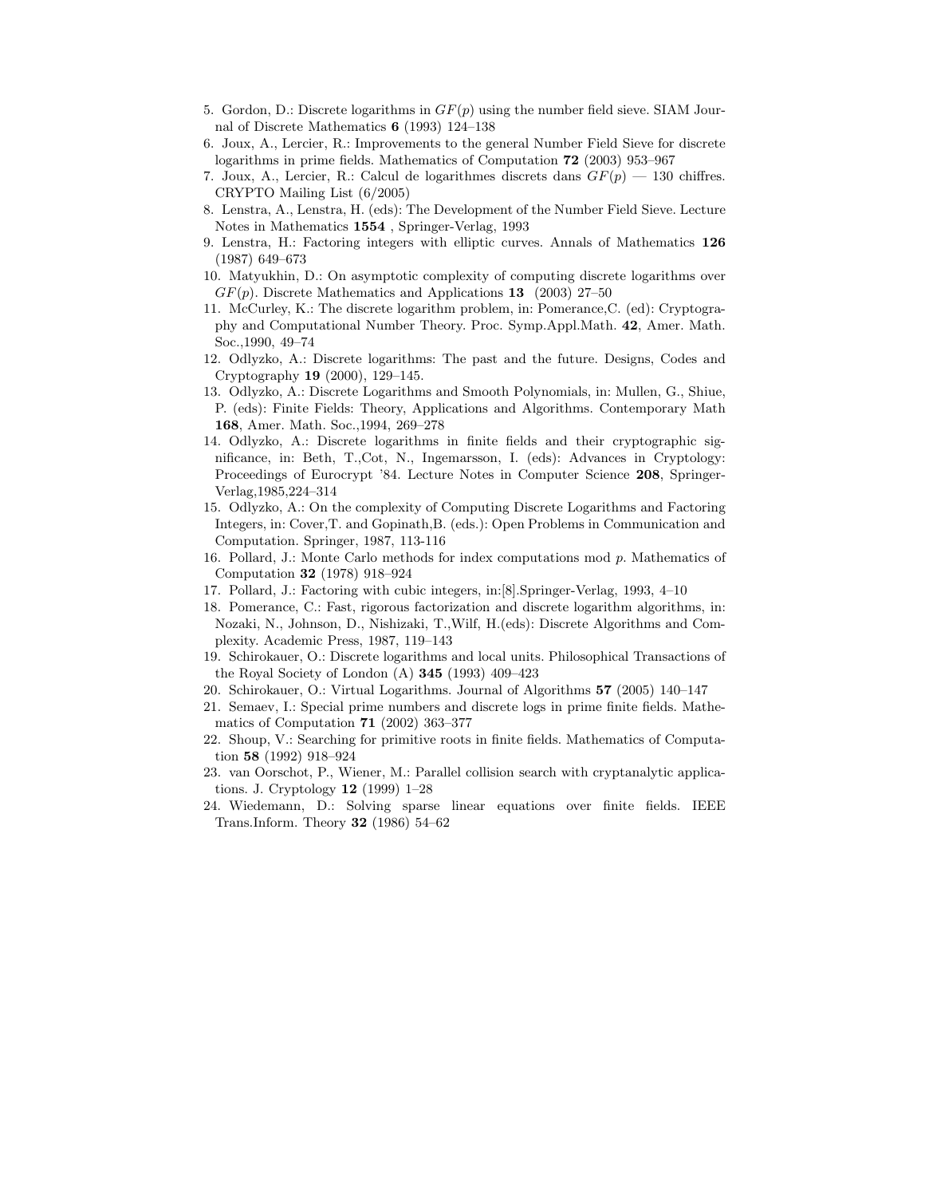5. Gordon, D.: Discrete logarithms in $GF(p)$ using the number field sieve. SIAM Journal of Discrete Mathematics **6** (1993) 124–138
6. Joux, A., Lercier, R.: Improvements to the general Number Field Sieve for discrete logarithms in prime fields. Mathematics of Computation **72** (2003) 953–967
7. Joux, A., Lercier, R.: Calcul de logarithmes discrets dans $GF(p)$ — 130 chiffres. CRYPTO Mailing List (6/2005)
8. Lenstra, A., Lenstra, H. (eds): The Development of the Number Field Sieve. Lecture Notes in Mathematics **1554** , Springer-Verlag, 1993
9. Lenstra, H.: Factoring integers with elliptic curves. Annals of Mathematics **126** (1987) 649–673
10. Matyukhin, D.: On asymptotic complexity of computing discrete logarithms over $GF(p)$. Discrete Mathematics and Applications **13** (2003) 27–50
11. McCurley, K.: The discrete logarithm problem, in: Pomerance,C. (ed): Cryptography and Computational Number Theory. Proc. Symp.Appl.Math. **42**, Amer. Math. Soc.,1990, 49–74
12. Odlyzko, A.: Discrete logarithms: The past and the future. Designs, Codes and Cryptography **19** (2000), 129–145.
13. Odlyzko, A.: Discrete Logarithms and Smooth Polynomials, in: Mullen, G., Shiue, P. (eds): Finite Fields: Theory, Applications and Algorithms. Contemporary Math **168**, Amer. Math. Soc.,1994, 269–278
14. Odlyzko, A.: Discrete logarithms in finite fields and their cryptographic significance, in: Beth, T.,Cot, N., Ingemarsson, I. (eds): Advances in Cryptology: Proceedings of Eurocrypt '84. Lecture Notes in Computer Science **208**, Springer-Verlag,1985,224–314
15. Odlyzko, A.: On the complexity of Computing Discrete Logarithms and Factoring Integers, in: Cover,T. and Gopinath,B. (eds.): Open Problems in Communication and Computation. Springer, 1987, 113-116
16. Pollard, J.: Monte Carlo methods for index computations mod $p$. Mathematics of Computation **32** (1978) 918–924
17. Pollard, J.: Factoring with cubic integers, in:[8].Springer-Verlag, 1993, 4–10
18. Pomerance, C.: Fast, rigorous factorization and discrete logarithm algorithms, in: Nozaki, N., Johnson, D., Nishizaki, T.,Wilf, H.(eds): Discrete Algorithms and Complexity. Academic Press, 1987, 119–143
19. Schirokauer, O.: Discrete logarithms and local units. Philosophical Transactions of the Royal Society of London (A) **345** (1993) 409–423
20. Schirokauer, O.: Virtual Logarithms. Journal of Algorithms **57** (2005) 140–147
21. Semaev, I.: Special prime numbers and discrete logs in prime finite fields. Mathematics of Computation **71** (2002) 363–377
22. Shoup, V.: Searching for primitive roots in finite fields. Mathematics of Computation **58** (1992) 918–924
23. van Oorschot, P., Wiener, M.: Parallel collision search with cryptanalytic applications. J. Cryptology **12** (1999) 1–28
24. Wiedemann, D.: Solving sparse linear equations over finite fields. IEEE Trans.Inform. Theory **32** (1986) 54–62